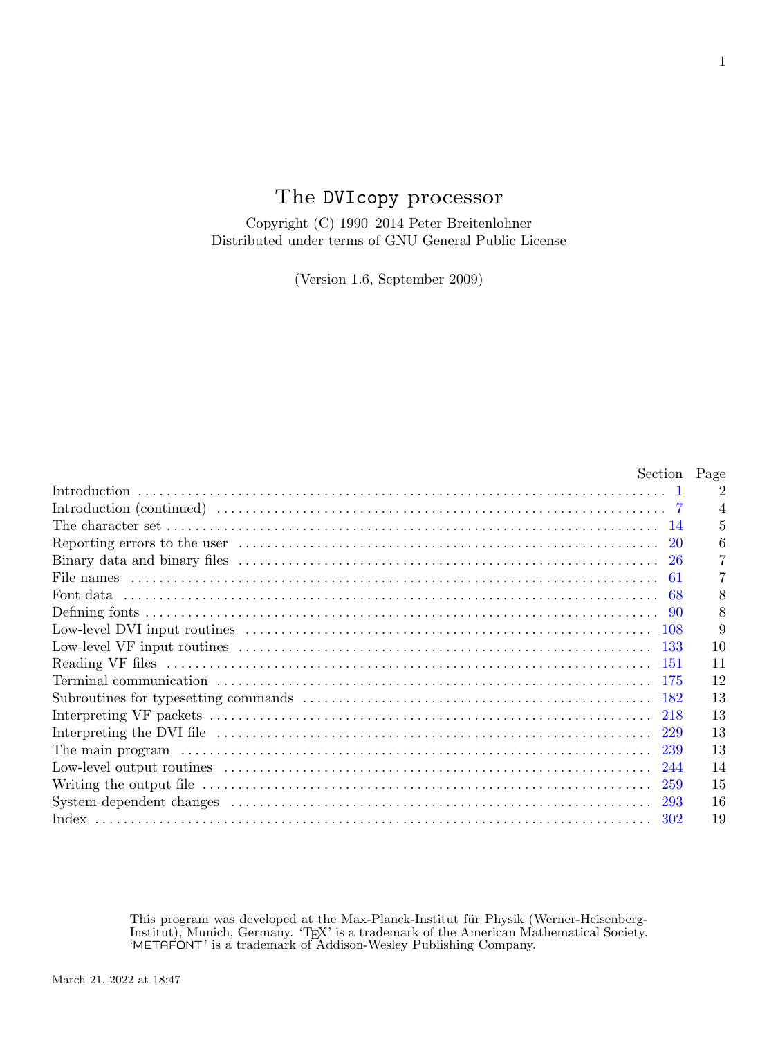# The DVIcopy processor

Copyright (C) 1990–2014 Peter Breitenlohner
Distributed under terms of GNU General Public License

(Version 1.6, September 2009)

| | Section | Page |
|---|---|---|
| Introduction | 1 | 2 |
| Introduction (continued) | 7 | 4 |
| The character set | 14 | 5 |
| Reporting errors to the user | 20 | 6 |
| Binary data and binary files | 26 | 7 |
| File names | 61 | 7 |
| Font data | 68 | 8 |
| Defining fonts | 90 | 8 |
| Low-level DVI input routines | 108 | 9 |
| Low-level VF input routines | 133 | 10 |
| Reading VF files | 151 | 11 |
| Terminal communication | 175 | 12 |
| Subroutines for typesetting commands | 182 | 13 |
| Interpreting VF packets | 218 | 13 |
| Interpreting the DVI file | 229 | 13 |
| The main program | 239 | 13 |
| Low-level output routines | 244 | 14 |
| Writing the output file | 259 | 15 |
| System-dependent changes | 293 | 16 |
| Index | 302 | 19 |

This program was developed at the Max-Planck-Institut für Physik (Werner-Heisenberg-Institut), Munich, Germany. 'TeX' is a trademark of the American Mathematical Society. 'METAFONT' is a trademark of Addison-Wesley Publishing Company.

March 21, 2022 at 18:47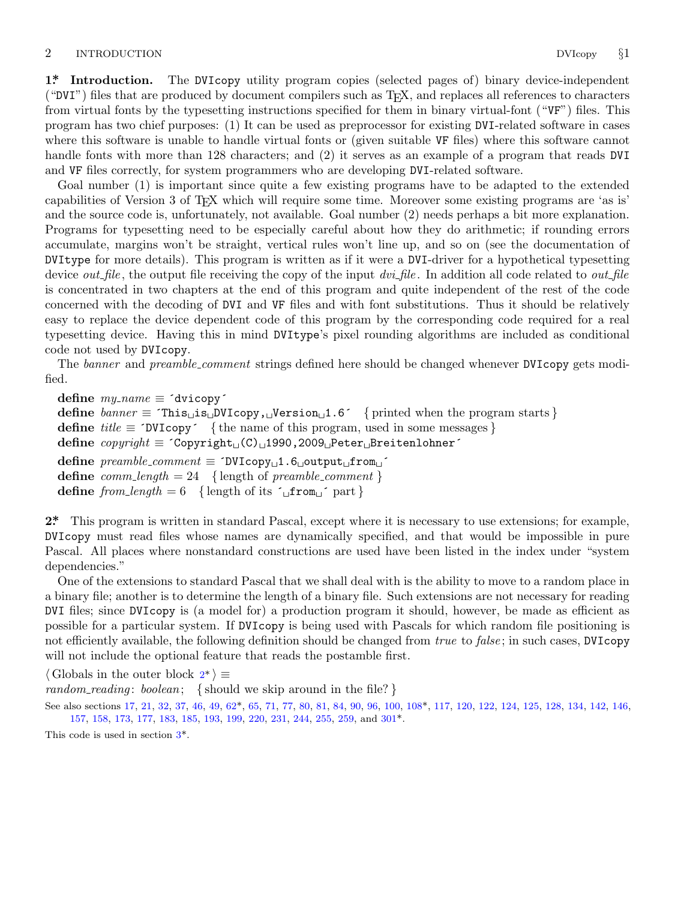**1\* Introduction.** The DVIcopy utility program copies (selected pages of) binary device-independent ("DVI") files that are produced by document compilers such as TeX, and replaces all references to characters from virtual fonts by the typesetting instructions specified for them in binary virtual-font ("VF") files. This program has two chief purposes: (1) It can be used as preprocessor for existing DVI-related software in cases where this software is unable to handle virtual fonts or (given suitable VF files) where this software cannot handle fonts with more than 128 characters; and (2) it serves as an example of a program that reads DVI and VF files correctly, for system programmers who are developing DVI-related software.

Goal number (1) is important since quite a few existing programs have to be adapted to the extended capabilities of Version 3 of TeX which will require some time. Moreover some existing programs are 'as is' and the source code is, unfortunately, not available. Goal number (2) needs perhaps a bit more explanation. Programs for typesetting need to be especially careful about how they do arithmetic; if rounding errors accumulate, margins won't be straight, vertical rules won't line up, and so on (see the documentation of DVItype for more details). This program is written as if it were a DVI-driver for a hypothetical typesetting device *out_file*, the output file receiving the copy of the input *dvi_file*. In addition all code related to *out_file* is concentrated in two chapters at the end of this program and quite independent of the rest of the code concerned with the decoding of DVI and VF files and with font substitutions. Thus it should be relatively easy to replace the device dependent code of this program by the corresponding code required for a real typesetting device. Having this in mind DVItype's pixel rounding algorithms are included as conditional code not used by DVIcopy.

The *banner* and *preamble_comment* strings defined here should be changed whenever DVIcopy gets modified.

```
define my_name ≡ 'dvicopy'
define banner ≡ 'This␣is␣DVIcopy,␣Version␣1.6'  { printed when the program starts }
define title ≡ 'DVIcopy'  { the name of this program, used in some messages }
define copyright ≡ 'Copyright␣(C)␣1990,2009␣Peter␣Breitenlohner'
define preamble_comment ≡ 'DVIcopy␣1.6␣output␣from␣'
define comm_length = 24  { length of preamble_comment }
define from_length = 6  { length of its '␣from␣' part }
```

**2\*** This program is written in standard Pascal, except where it is necessary to use extensions; for example, DVIcopy must read files whose names are dynamically specified, and that would be impossible in pure Pascal. All places where nonstandard constructions are used have been listed in the index under "system dependencies."

One of the extensions to standard Pascal that we shall deal with is the ability to move to a random place in a binary file; another is to determine the length of a binary file. Such extensions are not necessary for reading DVI files; since DVIcopy is (a model for) a production program it should, however, be made as efficient as possible for a particular system. If DVIcopy is being used with Pascals for which random file positioning is not efficiently available, the following definition should be changed from *true* to *false*; in such cases, DVIcopy will not include the optional feature that reads the postamble first.

```
⟨ Globals in the outer block 2* ⟩ ≡
random_reading: boolean;  { should we skip around in the file? }
```

See also sections 17, 21, 32, 37, 46, 49, 62\*, 65, 71, 77, 80, 81, 84, 90, 96, 100, 108\*, 117, 120, 122, 124, 125, 128, 134, 142, 146, 157, 158, 173, 177, 183, 185, 193, 199, 220, 231, 244, 255, 259, and 301\*.

This code is used in section 3\*.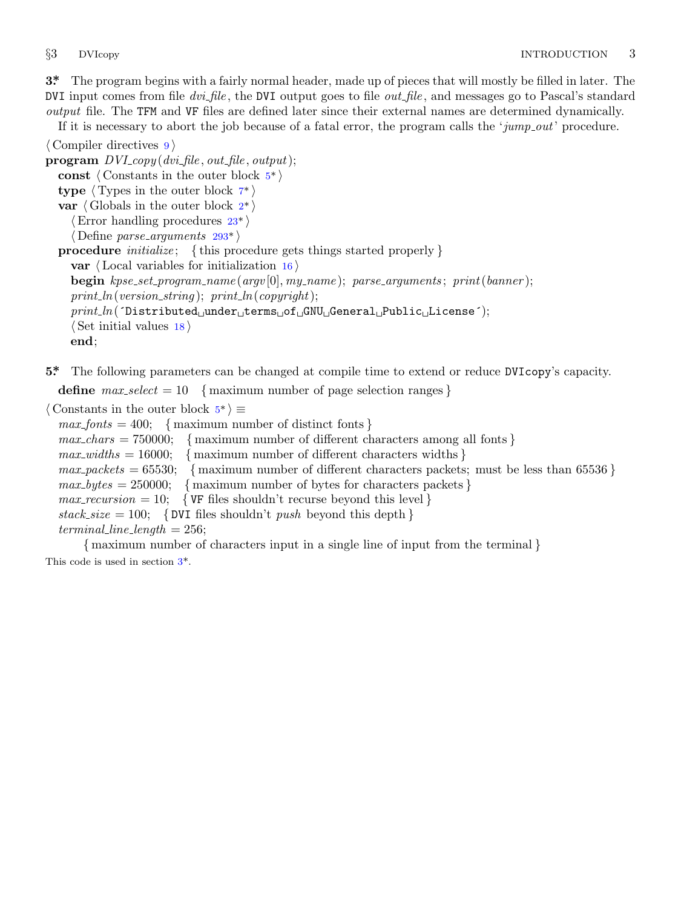**3\*** The program begins with a fairly normal header, made up of pieces that will mostly be filled in later. The DVI input comes from file *dvi_file*, the DVI output goes to file *out_file*, and messages go to Pascal's standard *output* file. The TFM and VF files are defined later since their external names are determined dynamically.

If it is necessary to abort the job because of a fatal error, the program calls the '*jump_out*' procedure.

```
⟨ Compiler directives 9 ⟩
program DVI_copy(dvi_file, out_file, output);
  const ⟨ Constants in the outer block 5* ⟩
  type ⟨ Types in the outer block 7* ⟩
  var ⟨ Globals in the outer block 2* ⟩
    ⟨ Error handling procedures 23* ⟩
    ⟨ Define parse_arguments 293* ⟩
  procedure initialize;   { this procedure gets things started properly }
    var ⟨ Local variables for initialization 16 ⟩
    begin kpse_set_program_name(argv[0], my_name); parse_arguments; print(banner);
    print_ln(version_string); print_ln(copyright);
    print_ln('Distributed␣under␣terms␣of␣GNU␣General␣Public␣License');
    ⟨ Set initial values 18 ⟩
    end;
```

**5\*** The following parameters can be changed at compile time to extend or reduce DVIcopy's capacity.

```
define max_select = 10   { maximum number of page selection ranges }

⟨ Constants in the outer block 5* ⟩ ≡
  max_fonts = 400;   { maximum number of distinct fonts }
  max_chars = 750000;   { maximum number of different characters among all fonts }
  max_widths = 16000;   { maximum number of different characters widths }
  max_packets = 65530;   { maximum number of different characters packets; must be less than 65536 }
  max_bytes = 250000;   { maximum number of bytes for characters packets }
  max_recursion = 10;   { VF files shouldn't recurse beyond this level }
  stack_size = 100;   { DVI files shouldn't push beyond this depth }
  terminal_line_length = 256;
      { maximum number of characters input in a single line of input from the terminal }
```

This code is used in section 3\*.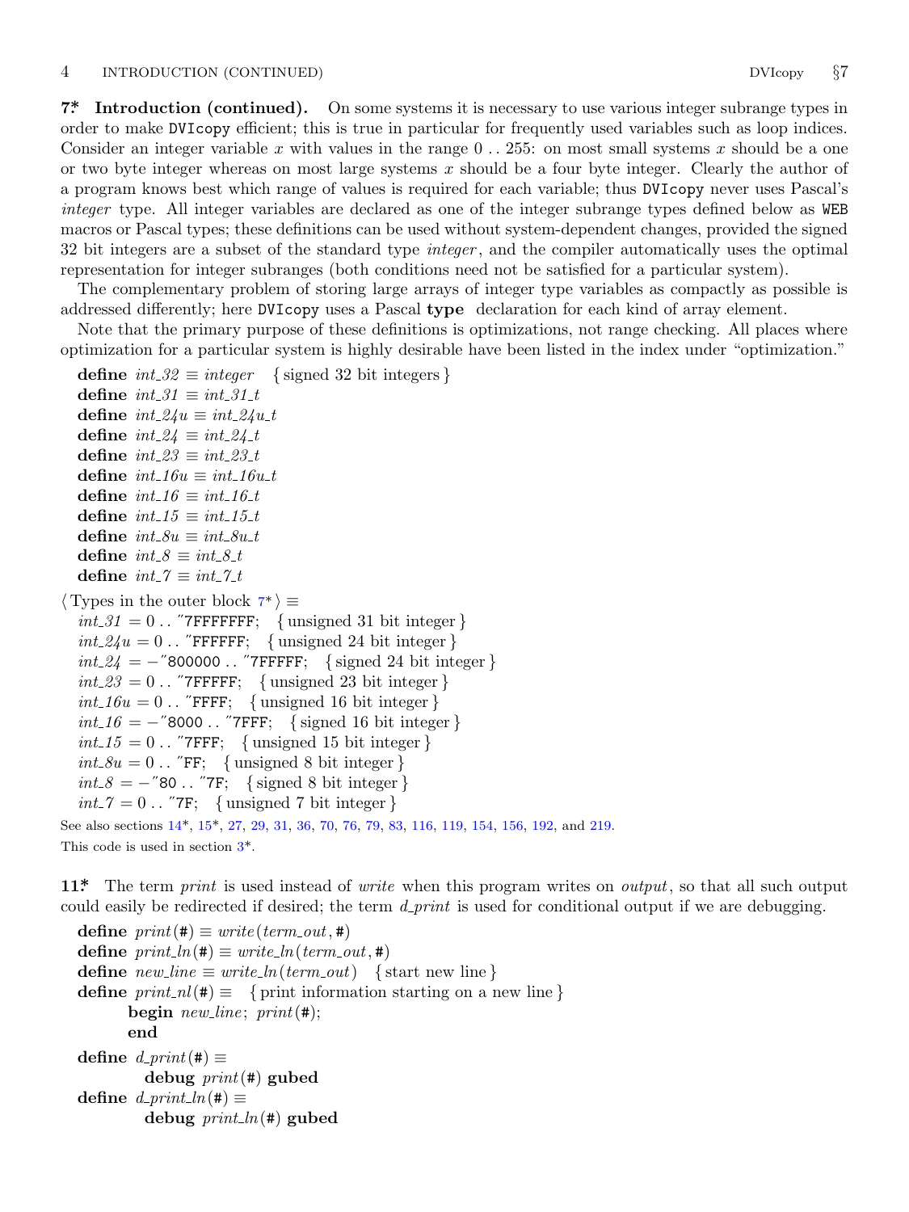**7\*. Introduction (continued).** On some systems it is necessary to use various integer subrange types in order to make DVIcopy efficient; this is true in particular for frequently used variables such as loop indices. Consider an integer variable $x$ with values in the range 0 .. 255: on most small systems $x$ should be a one or two byte integer whereas on most large systems $x$ should be a four byte integer. Clearly the author of a program knows best which range of values is required for each variable; thus DVIcopy never uses Pascal's *integer* type. All integer variables are declared as one of the integer subrange types defined below as WEB macros or Pascal types; these definitions can be used without system-dependent changes, provided the signed 32 bit integers are a subset of the standard type *integer*, and the compiler automatically uses the optimal representation for integer subranges (both conditions need not be satisfied for a particular system).

The complementary problem of storing large arrays of integer type variables as compactly as possible is addressed differently; here DVIcopy uses a Pascal **type** declaration for each kind of array element.

Note that the primary purpose of these definitions is optimizations, not range checking. All places where optimization for a particular system is highly desirable have been listed in the index under "optimization."

```
define int_32 ≡ integer   { signed 32 bit integers }
define int_31 ≡ int_31_t
define int_24u ≡ int_24u_t
define int_24 ≡ int_24_t
define int_23 ≡ int_23_t
define int_16u ≡ int_16u_t
define int_16 ≡ int_16_t
define int_15 ≡ int_15_t
define int_8u ≡ int_8u_t
define int_8 ≡ int_8_t
define int_7 ≡ int_7_t
```

```
⟨ Types in the outer block 7* ⟩ ≡
  int_31 = 0 .. "7FFFFFFF;   { unsigned 31 bit integer }
  int_24u = 0 .. "FFFFFF;   { unsigned 24 bit integer }
  int_24 = −"800000 .. "7FFFFF;   { signed 24 bit integer }
  int_23 = 0 .. "7FFFFF;   { unsigned 23 bit integer }
  int_16u = 0 .. "FFFF;   { unsigned 16 bit integer }
  int_16 = −"8000 .. "7FFF;   { signed 16 bit integer }
  int_15 = 0 .. "7FFF;   { unsigned 15 bit integer }
  int_8u = 0 .. "FF;   { unsigned 8 bit integer }
  int_8 = −"80 .. "7F;   { signed 8 bit integer }
  int_7 = 0 .. "7F;   { unsigned 7 bit integer }
```

See also sections 14\*, 15\*, 27, 29, 31, 36, 70, 76, 79, 83, 116, 119, 154, 156, 192, and 219.

This code is used in section 3\*.

**11\*.** The term *print* is used instead of *write* when this program writes on *output*, so that all such output could easily be redirected if desired; the term *d_print* is used for conditional output if we are debugging.

```
define print(#) ≡ write(term_out, #)
define print_ln(#) ≡ write_ln(term_out, #)
define new_line ≡ write_ln(term_out)   { start new line }
define print_nl(#) ≡   { print information starting on a new line }
        begin new_line; print(#);
        end
define d_print(#) ≡
          debug print(#) gubed
define d_print_ln(#) ≡
          debug print_ln(#) gubed
```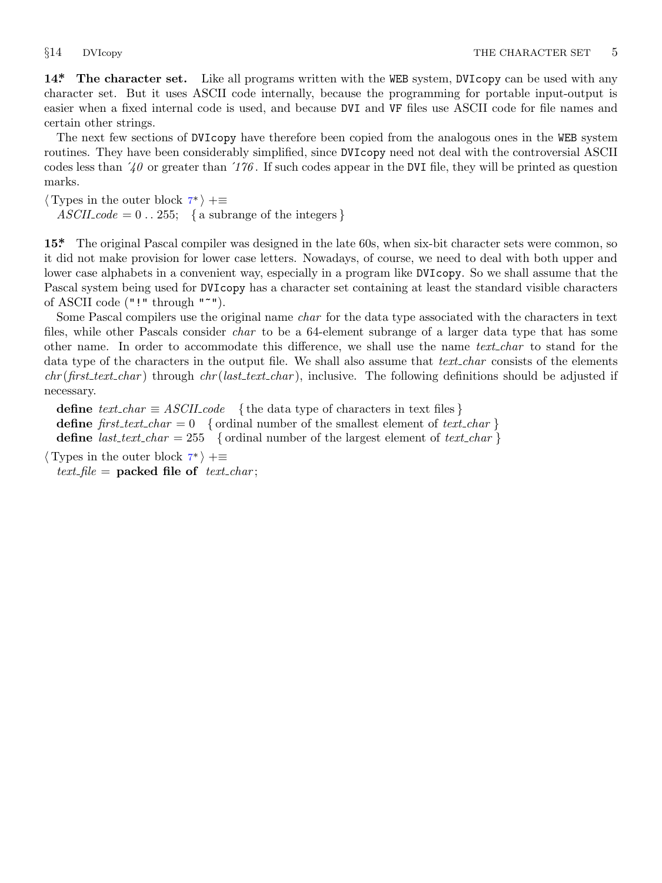**14\*. The character set.** Like all programs written with the WEB system, DVIcopy can be used with any character set. But it uses ASCII code internally, because the programming for portable input-output is easier when a fixed internal code is used, and because DVI and VF files use ASCII code for file names and certain other strings.

The next few sections of DVIcopy have therefore been copied from the analogous ones in the WEB system routines. They have been considerably simplified, since DVIcopy need not deal with the controversial ASCII codes less than ´*40* or greater than ´*176*. If such codes appear in the DVI file, they will be printed as question marks.

⟨ Types in the outer block 7\* ⟩ +≡
  *ASCII_code* = 0 . . 255;  { a subrange of the integers }

**15\*.** The original Pascal compiler was designed in the late 60s, when six-bit character sets were common, so it did not make provision for lower case letters. Nowadays, of course, we need to deal with both upper and lower case alphabets in a convenient way, especially in a program like DVIcopy. So we shall assume that the Pascal system being used for DVIcopy has a character set containing at least the standard visible characters of ASCII code ("!" through "~").

Some Pascal compilers use the original name *char* for the data type associated with the characters in text files, while other Pascals consider *char* to be a 64-element subrange of a larger data type that has some other name. In order to accommodate this difference, we shall use the name *text_char* to stand for the data type of the characters in the output file. We shall also assume that *text_char* consists of the elements *chr*(*first_text_char*) through *chr*(*last_text_char*), inclusive. The following definitions should be adjusted if necessary.

  **define** *text_char* ≡ *ASCII_code*  { the data type of characters in text files }
  **define** *first_text_char* = 0  { ordinal number of the smallest element of *text_char* }
  **define** *last_text_char* = 255  { ordinal number of the largest element of *text_char* }

⟨ Types in the outer block 7\* ⟩ +≡
  *text_file* = **packed file of** *text_char*;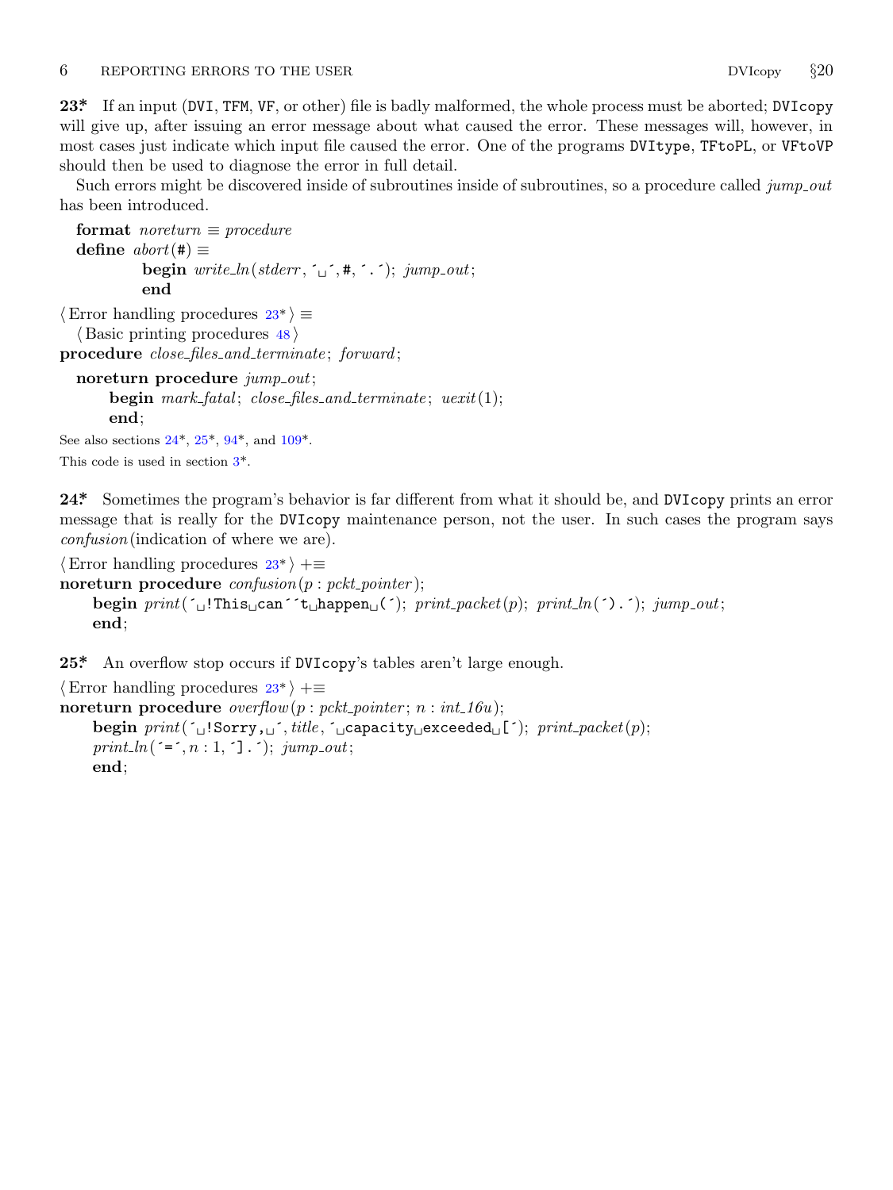**23\*** If an input (DVI, TFM, VF, or other) file is badly malformed, the whole process must be aborted; DVIcopy will give up, after issuing an error message about what caused the error. These messages will, however, in most cases just indicate which input file caused the error. One of the programs DVItype, TFtoPL, or VFtoVP should then be used to diagnose the error in full detail.

Such errors might be discovered inside of subroutines inside of subroutines, so a procedure called *jump_out* has been introduced.

```
format noreturn ≡ procedure
define abort(#) ≡
          begin write_ln(stderr, ´␣´, #, ´.´); jump_out;
          end

⟨ Error handling procedures 23* ⟩ ≡
  ⟨ Basic printing procedures 48 ⟩
procedure close_files_and_terminate; forward;

  noreturn procedure jump_out;
    begin mark_fatal; close_files_and_terminate; uexit(1);
    end;
```

See also sections 24\*, 25\*, 94\*, and 109\*.

This code is used in section 3\*.

**24\*** Sometimes the program's behavior is far different from what it should be, and DVIcopy prints an error message that is really for the DVIcopy maintenance person, not the user. In such cases the program says *confusion*(indication of where we are).

```
⟨ Error handling procedures 23* ⟩ +≡
noreturn procedure confusion(p : pckt_pointer);
  begin print(´␣!This␣can´´t␣happen␣(´); print_packet(p); print_ln(´).´); jump_out;
  end;
```

**25\*** An overflow stop occurs if DVIcopy's tables aren't large enough.

```
⟨ Error handling procedures 23* ⟩ +≡
noreturn procedure overflow(p : pckt_pointer; n : int_16u);
  begin print(´␣!Sorry,␣´, title, ´␣capacity␣exceeded␣[´); print_packet(p);
  print_ln(´=´, n : 1, ´].´); jump_out;
  end;
```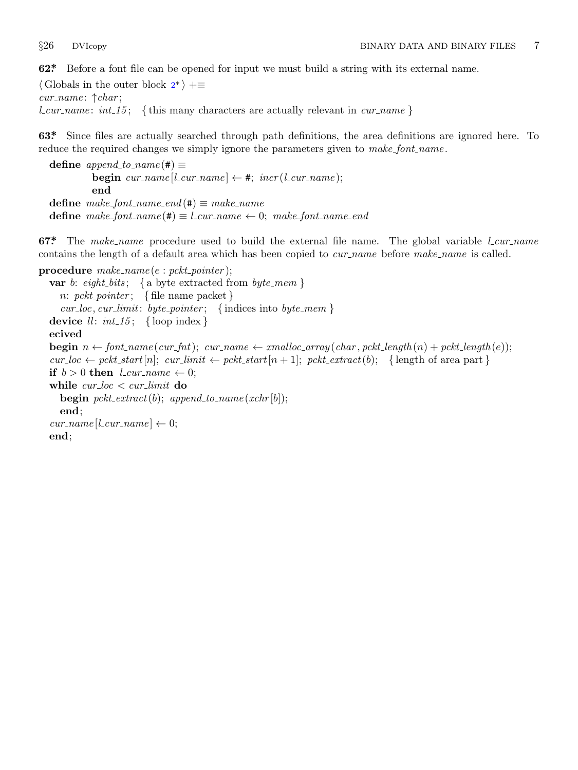**62\*** Before a font file can be opened for input we must build a string with its external name.

⟨ Globals in the outer block 2\* ⟩ +≡
*cur_name*: ↑*char*;
*l_cur_name*: *int_15*; { this many characters are actually relevant in *cur_name* }

**63\*** Since files are actually searched through path definitions, the area definitions are ignored here. To reduce the required changes we simply ignore the parameters given to *make_font_name*.

```
define append_to_name(#) ≡
        begin cur_name[l_cur_name] ← #; incr(l_cur_name);
        end
define make_font_name_end(#) ≡ make_name
define make_font_name(#) ≡ l_cur_name ← 0; make_font_name_end
```

**67\*** The *make_name* procedure used to build the external file name. The global variable *l_cur_name* contains the length of a default area which has been copied to *cur_name* before *make_name* is called.

```
procedure make_name(e : pckt_pointer);
  var b: eight_bits;  { a byte extracted from byte_mem }
    n: pckt_pointer;  { file name packet }
    cur_loc, cur_limit: byte_pointer;  { indices into byte_mem }
  device ll: int_15;  { loop index }
  ecived
  begin n ← font_name(cur_fnt); cur_name ← xmalloc_array(char, pckt_length(n) + pckt_length(e));
  cur_loc ← pckt_start[n]; cur_limit ← pckt_start[n + 1]; pckt_extract(b);  { length of area part }
  if b > 0 then l_cur_name ← 0;
  while cur_loc < cur_limit do
    begin pckt_extract(b); append_to_name(xchr[b]);
    end;
  cur_name[l_cur_name] ← 0;
  end;
```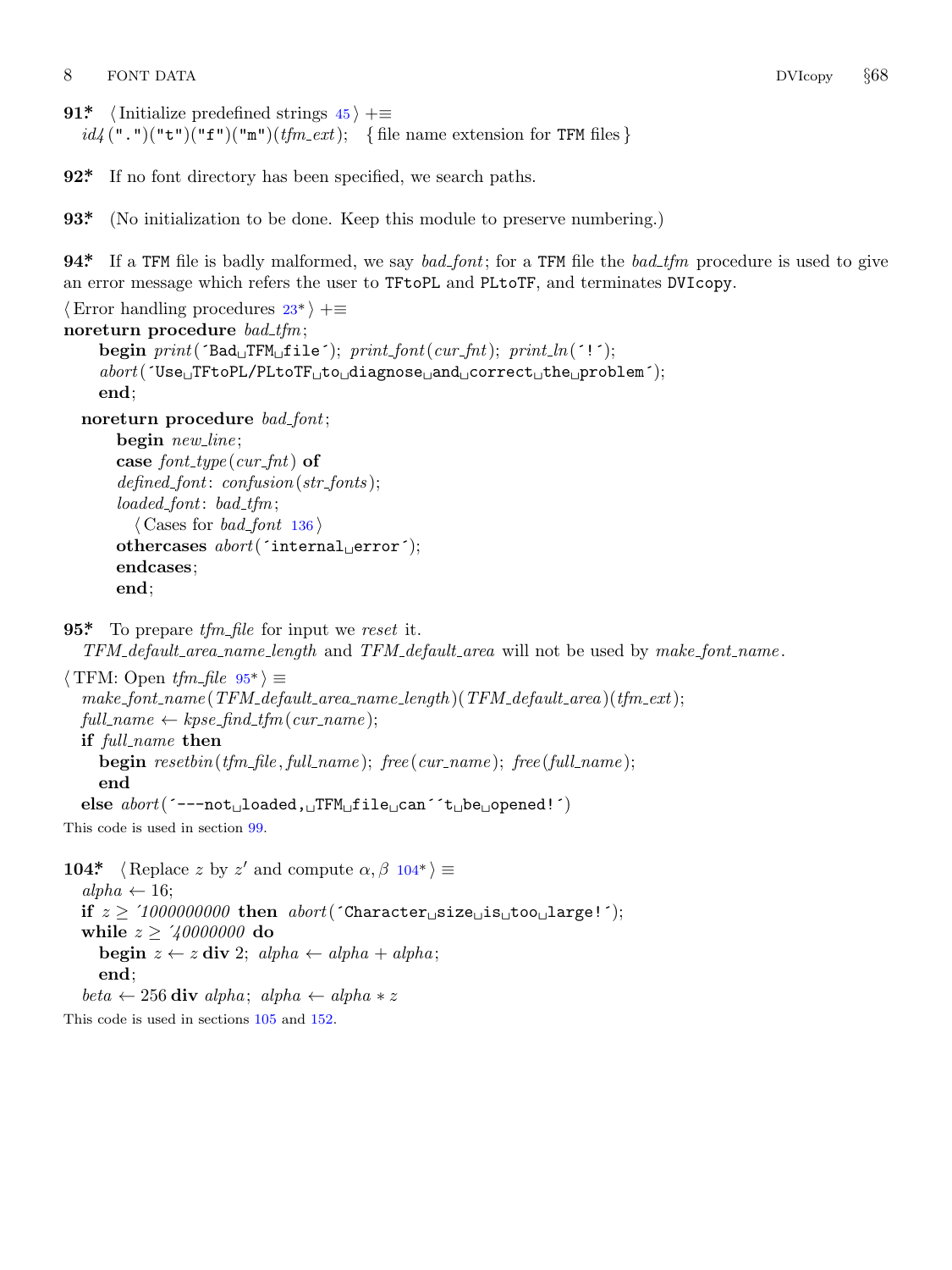**91\*** ⟨ Initialize predefined strings 45 ⟩ +≡
*id4*(".")("t")("f")("m")(*tfm_ext*); { file name extension for TFM files }

**92\*** If no font directory has been specified, we search paths.

**93\*** (No initialization to be done. Keep this module to preserve numbering.)

**94\*** If a TFM file is badly malformed, we say *bad_font*; for a TFM file the *bad_tfm* procedure is used to give an error message which refers the user to TFtoPL and PLtoTF, and terminates DVIcopy.

⟨ Error handling procedures 23\* ⟩ +≡

```
noreturn procedure bad_tfm;
    begin print(´Bad TFM file´); print_font(cur_fnt); print_ln(´!´);
    abort(´Use TFtoPL/PLtoTF to diagnose and correct the problem´);
    end;

  noreturn procedure bad_font;
      begin new_line;
      case font_type(cur_fnt) of
      defined_font: confusion(str_fonts);
      loaded_font: bad_tfm;
         ⟨ Cases for bad_font 136 ⟩
      othercases abort(´internal error´);
      endcases;
      end;
```

**95\*** To prepare *tfm_file* for input we *reset* it.
*TFM_default_area_name_length* and *TFM_default_area* will not be used by *make_font_name*.

⟨ TFM: Open *tfm_file* 95\* ⟩ ≡

```
  make_font_name(TFM_default_area_name_length)(TFM_default_area)(tfm_ext);
  full_name ← kpse_find_tfm(cur_name);
  if full_name then
    begin resetbin(tfm_file, full_name); free(cur_name); free(full_name);
    end
  else abort(´---not loaded, TFM file can´´t be opened!´)
```

This code is used in section 99.

**104\*** ⟨ Replace $z$ by $z'$ and compute $\alpha, \beta$ 104\* ⟩ ≡

```
  alpha ← 16;
  if z ≥ ´1000000000 then abort(´Character size is too large!´);
  while z ≥ ´40000000 do
    begin z ← z div 2; alpha ← alpha + alpha;
    end;
  beta ← 256 div alpha; alpha ← alpha ∗ z
```

This code is used in sections 105 and 152.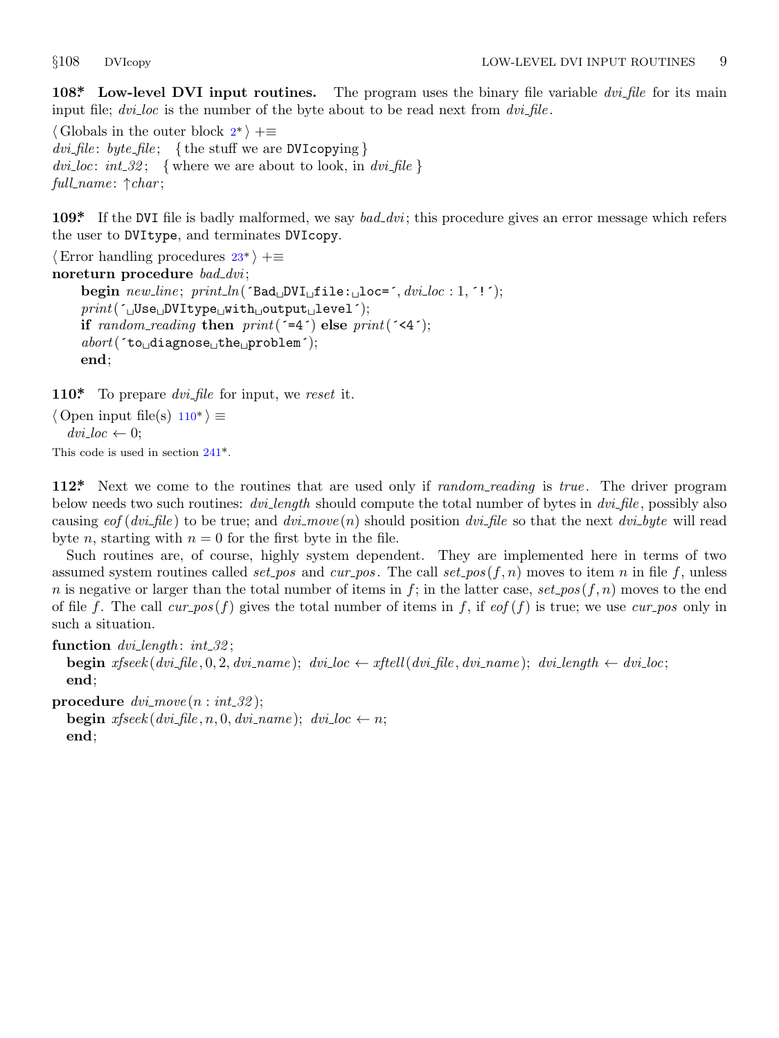**108\*. Low-level DVI input routines.** The program uses the binary file variable *dvi_file* for its main input file; *dvi_loc* is the number of the byte about to be read next from *dvi_file*.

⟨ Globals in the outer block 2\* ⟩ +≡
*dvi_file*: *byte_file*; { the stuff we are DVIcopying }
*dvi_loc*: *int_32*; { where we are about to look, in *dvi_file* }
*full_name*: ↑*char*;

**109\*.** If the DVI file is badly malformed, we say *bad_dvi*; this procedure gives an error message which refers the user to DVItype, and terminates DVIcopy.

⟨ Error handling procedures 23\* ⟩ +≡
**noreturn procedure** *bad_dvi*;
  **begin** *new_line*; *print_ln*(´Bad␣DVI␣file:␣loc=´, *dvi_loc* : 1, ´!´);
  *print*(´␣Use␣DVItype␣with␣output␣level´);
  **if** *random_reading* **then** *print*(´=4´) **else** *print*(´<4´);
  *abort*(´to␣diagnose␣the␣problem´);
  **end**;

**110\*.** To prepare *dvi_file* for input, we *reset* it.

⟨ Open input file(s) 110\* ⟩ ≡
  *dvi_loc* ← 0;

This code is used in section 241\*.

**112\*.** Next we come to the routines that are used only if *random_reading* is *true*. The driver program below needs two such routines: *dvi_length* should compute the total number of bytes in *dvi_file*, possibly also causing *eof*(*dvi_file*) to be true; and *dvi_move*($n$) should position *dvi_file* so that the next *dvi_byte* will read byte $n$, starting with $n = 0$ for the first byte in the file.

Such routines are, of course, highly system dependent. They are implemented here in terms of two assumed system routines called *set_pos* and *cur_pos*. The call *set_pos*($f, n$) moves to item $n$ in file $f$, unless $n$ is negative or larger than the total number of items in $f$; in the latter case, *set_pos*($f, n$) moves to the end of file $f$. The call *cur_pos*($f$) gives the total number of items in $f$, if *eof*($f$) is true; we use *cur_pos* only in such a situation.

**function** *dvi_length*: *int_32*;
  **begin** *xfseek*(*dvi_file*, 0, 2, *dvi_name*); *dvi_loc* ← *xftell*(*dvi_file*, *dvi_name*); *dvi_length* ← *dvi_loc*;
  **end**;

**procedure** *dvi_move*($n$ : *int_32*);
  **begin** *xfseek*(*dvi_file*, $n$, 0, *dvi_name*); *dvi_loc* ← $n$;
  **end**;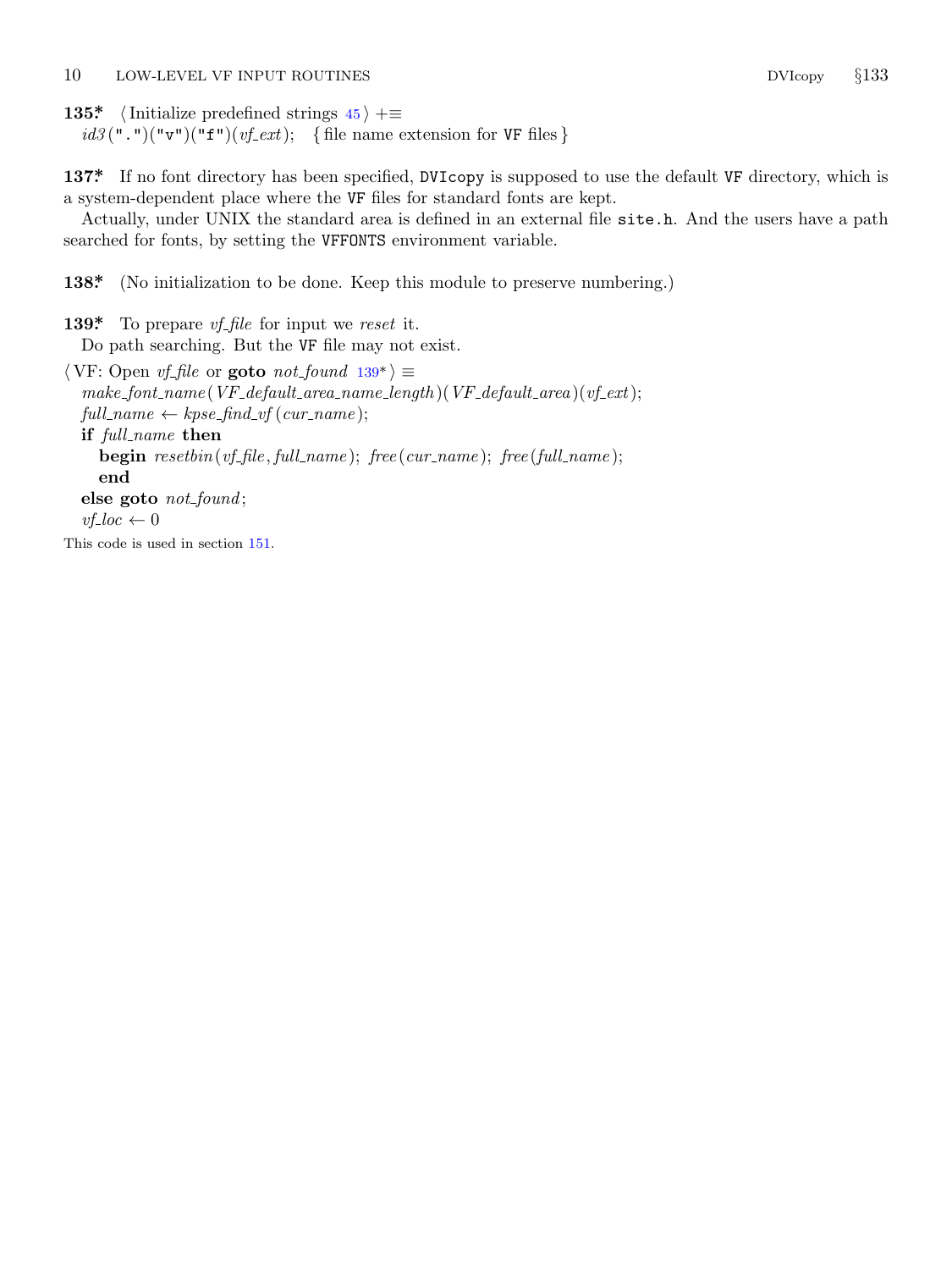**135\*** ⟨Initialize predefined strings 45⟩ +≡
*id3*(".")("v")("f")(*vf_ext*); { file name extension for VF files }

**137\*** If no font directory has been specified, DVIcopy is supposed to use the default VF directory, which is a system-dependent place where the VF files for standard fonts are kept.

Actually, under UNIX the standard area is defined in an external file site.h. And the users have a path searched for fonts, by setting the VFFONTS environment variable.

**138\*** (No initialization to be done. Keep this module to preserve numbering.)

**139\*** To prepare *vf_file* for input we *reset* it.

Do path searching. But the VF file may not exist.

⟨VF: Open *vf_file* or **goto** *not_found* 139\*⟩ ≡

```
make_font_name(VF_default_area_name_length)(VF_default_area)(vf_ext);
full_name ← kpse_find_vf(cur_name);
if full_name then
   begin resetbin(vf_file, full_name); free(cur_name); free(full_name);
   end
else goto not_found;
vf_loc ← 0
```

This code is used in section 151.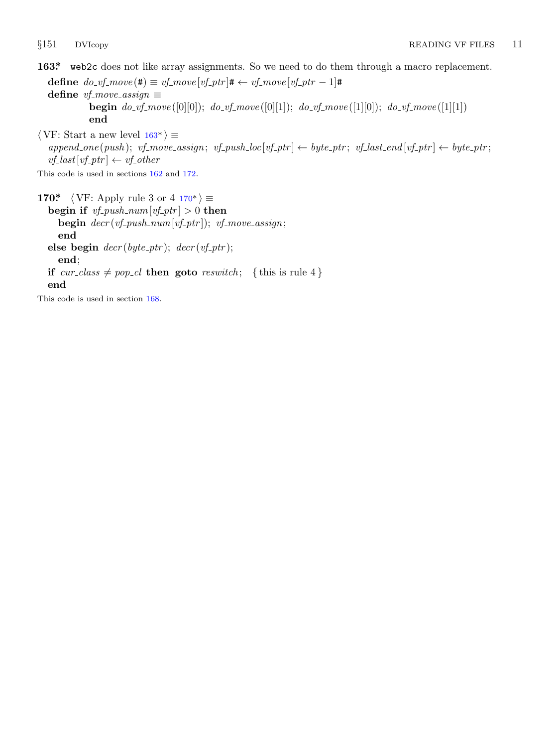**163\*** `web2c` does not like array assignments. So we need to do them through a macro replacement.

**define** *do_vf_move*(#) ≡ *vf_move*[*vf_ptr*]# ← *vf_move*[*vf_ptr* − 1]#
**define** *vf_move_assign* ≡
  **begin** *do_vf_move*([0][0]); *do_vf_move*([0][1]); *do_vf_move*([1][0]); *do_vf_move*([1][1])
  **end**

⟨VF: Start a new level 163\*⟩ ≡
  *append_one*(*push*); *vf_move_assign*; *vf_push_loc*[*vf_ptr*] ← *byte_ptr*; *vf_last_end*[*vf_ptr*] ← *byte_ptr*;
  *vf_last*[*vf_ptr*] ← *vf_other*

This code is used in sections 162 and 172.

**170\*** ⟨VF: Apply rule 3 or 4 170\*⟩ ≡
**begin if** *vf_push_num*[*vf_ptr*] > 0 **then**
  **begin** *decr*(*vf_push_num*[*vf_ptr*]); *vf_move_assign*;
  **end**
**else begin** *decr*(*byte_ptr*); *decr*(*vf_ptr*);
  **end**;
**if** *cur_class* ≠ *pop_cl* **then goto** *reswitch*; { this is rule 4 }
**end**

This code is used in section 168.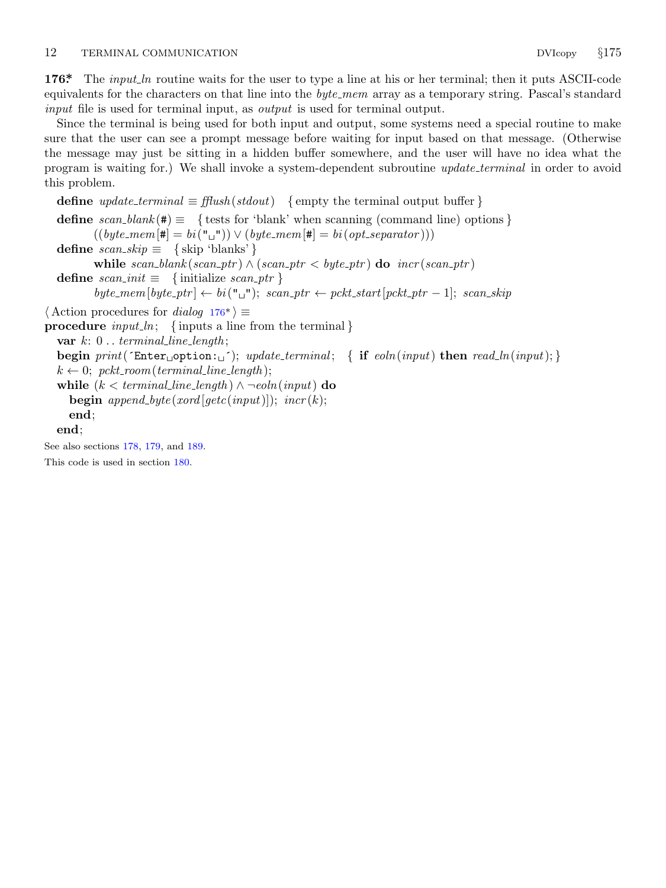**176\*** The *input_ln* routine waits for the user to type a line at his or her terminal; then it puts ASCII-code equivalents for the characters on that line into the *byte_mem* array as a temporary string. Pascal's standard *input* file is used for terminal input, as *output* is used for terminal output.

Since the terminal is being used for both input and output, some systems need a special routine to make sure that the user can see a prompt message before waiting for input based on that message. (Otherwise the message may just be sitting in a hidden buffer somewhere, and the user will have no idea what the program is waiting for.) We shall invoke a system-dependent subroutine *update_terminal* in order to avoid this problem.

```
define update_terminal ≡ fflush(stdout)  { empty the terminal output buffer }
define scan_blank(#) ≡  { tests for 'blank' when scanning (command line) options }
        ((byte_mem[#] = bi("␣")) ∨ (byte_mem[#] = bi(opt_separator)))
define scan_skip ≡  { skip 'blanks' }
        while scan_blank(scan_ptr) ∧ (scan_ptr < byte_ptr) do incr(scan_ptr)
define scan_init ≡  { initialize scan_ptr }
        byte_mem[byte_ptr] ← bi("␣"); scan_ptr ← pckt_start[pckt_ptr − 1]; scan_skip

⟨ Action procedures for dialog 176* ⟩ ≡
procedure input_ln;  { inputs a line from the terminal }
  var k: 0 .. terminal_line_length;
  begin print(´Enter␣option:␣´); update_terminal;  { if eoln(input) then read_ln(input); }
  k ← 0; pckt_room(terminal_line_length);
  while (k < terminal_line_length) ∧ ¬eoln(input) do
    begin append_byte(xord[getc(input)]); incr(k);
    end;
  end;
```

See also sections 178, 179, and 189.

This code is used in section 180.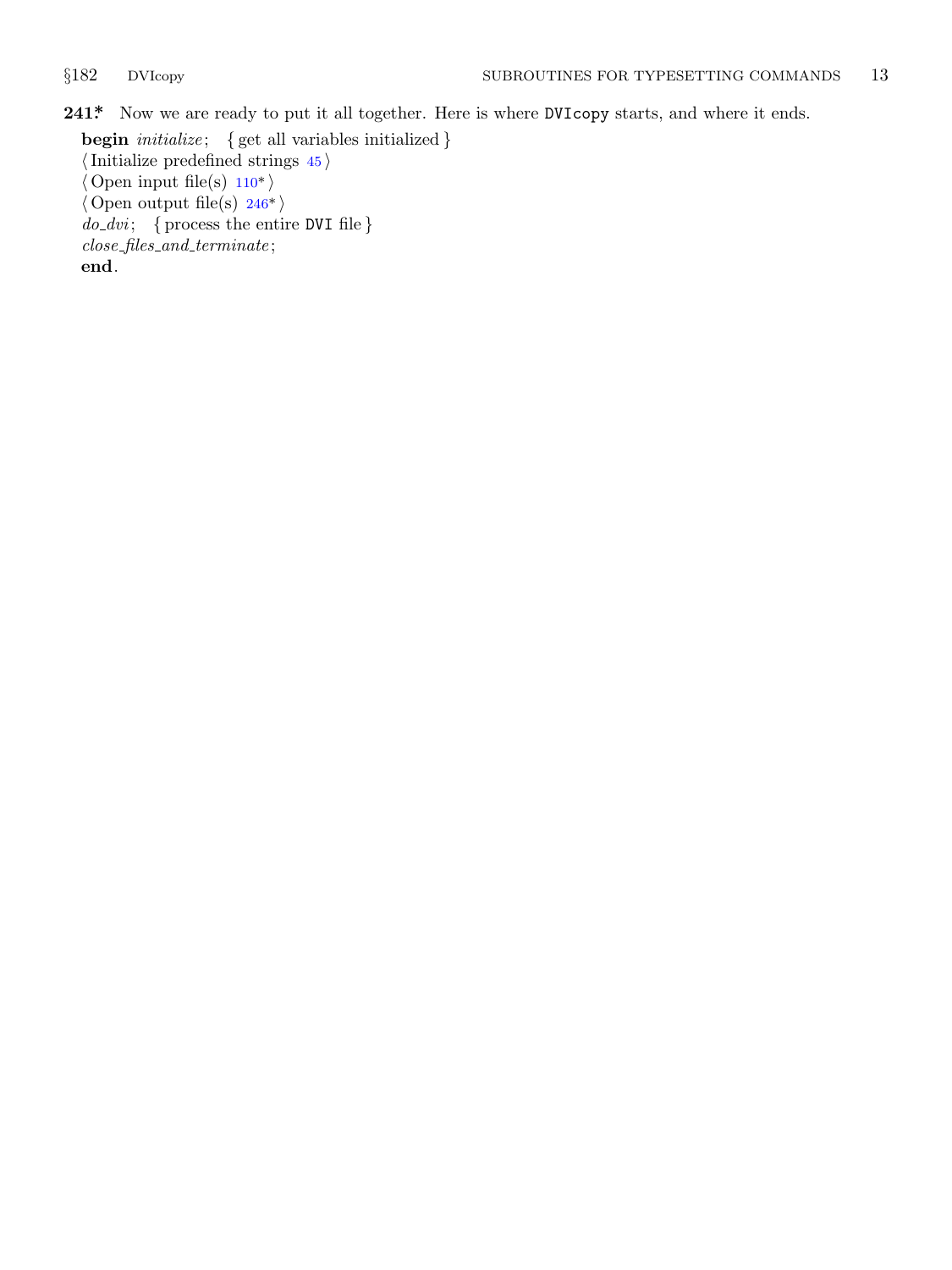**241\*.** Now we are ready to put it all together. Here is where `DVIcopy` starts, and where it ends.

**begin** *initialize*; { get all variables initialized }
⟨ Initialize predefined strings 45 ⟩
⟨ Open input file(s) 110\* ⟩
⟨ Open output file(s) 246\* ⟩
*do_dvi*; { process the entire `DVI` file }
*close_files_and_terminate*;
**end**.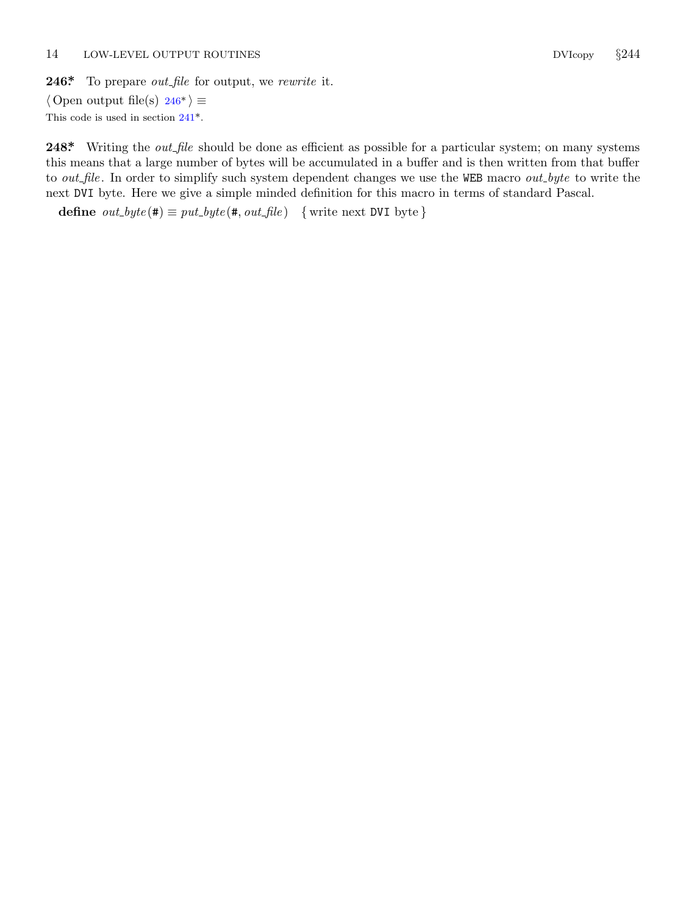**246\*.** To prepare *out_file* for output, we *rewrite* it.

⟨ Open output file(s) 246\* ⟩ ≡

This code is used in section 241\*.

**248\*.** Writing the *out_file* should be done as efficient as possible for a particular system; on many systems this means that a large number of bytes will be accumulated in a buffer and is then written from that buffer to *out_file*. In order to simplify such system dependent changes we use the `WEB` macro *out_byte* to write the next `DVI` byte. Here we give a simple minded definition for this macro in terms of standard Pascal.

**define** *out_byte*(#) ≡ *put_byte*(#, *out_file*) { write next `DVI` byte }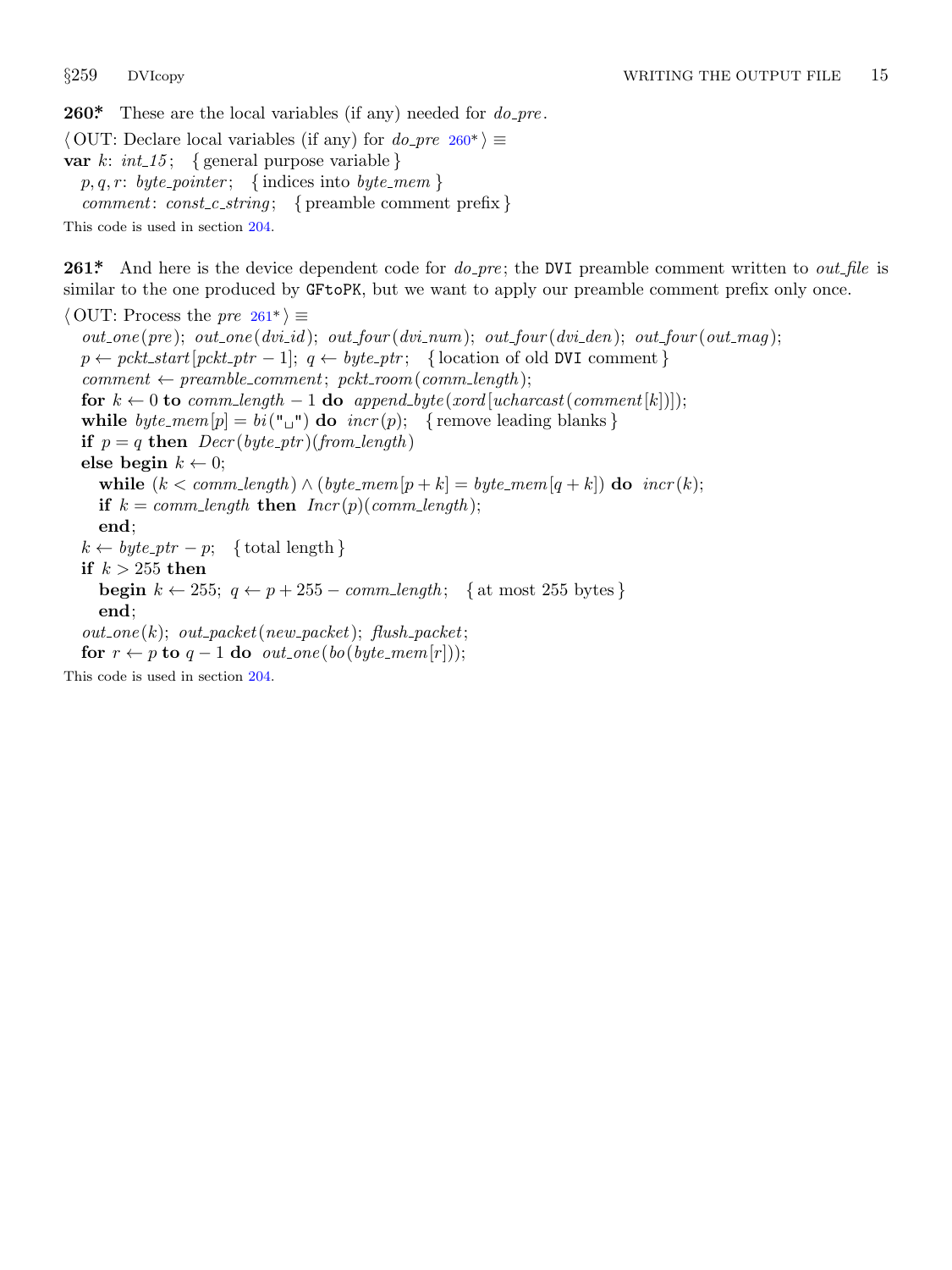**260\*** These are the local variables (if any) needed for *do_pre*.

⟨ OUT: Declare local variables (if any) for *do_pre* 260\* ⟩ ≡

```
var k: int_15;   { general purpose variable }
  p, q, r: byte_pointer;   { indices into byte_mem }
  comment: const_c_string;   { preamble comment prefix }
```

This code is used in section 204.

**261\*** And here is the device dependent code for *do_pre*; the DVI preamble comment written to *out_file* is similar to the one produced by GFtoPK, but we want to apply our preamble comment prefix only once.

⟨ OUT: Process the *pre* 261\* ⟩ ≡

```
out_one(pre); out_one(dvi_id); out_four(dvi_num); out_four(dvi_den); out_four(out_mag);
p ← pckt_start[pckt_ptr − 1]; q ← byte_ptr;   { location of old DVI comment }
comment ← preamble_comment; pckt_room(comm_length);
for k ← 0 to comm_length − 1 do append_byte(xord[ucharcast(comment[k])]);
while byte_mem[p] = bi("␣") do incr(p);   { remove leading blanks }
if p = q then Decr(byte_ptr)(from_length)
else begin k ← 0;
  while (k < comm_length) ∧ (byte_mem[p + k] = byte_mem[q + k]) do incr(k);
  if k = comm_length then Incr(p)(comm_length);
  end;
k ← byte_ptr − p;   { total length }
if k > 255 then
  begin k ← 255; q ← p + 255 − comm_length;   { at most 255 bytes }
  end;
out_one(k); out_packet(new_packet); flush_packet;
for r ← p to q − 1 do out_one(bo(byte_mem[r]));
```

This code is used in section 204.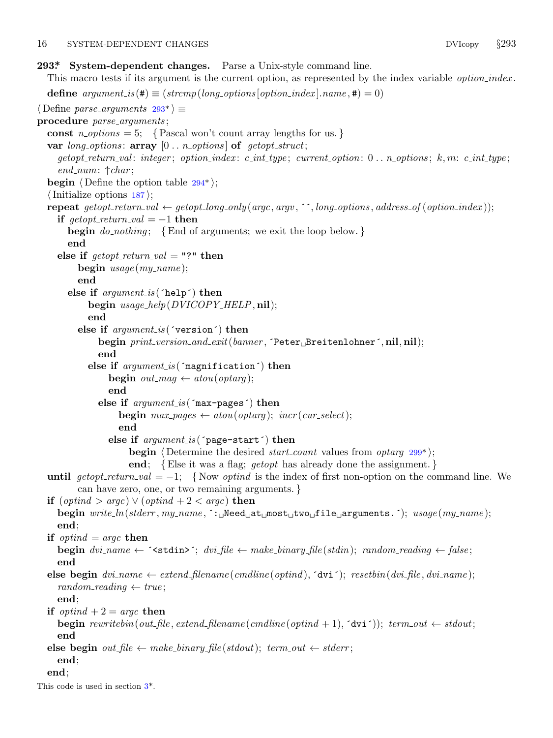**293\*. System-dependent changes.** Parse a Unix-style command line.

This macro tests if its argument is the current option, as represented by the index variable *option_index*.

**define** *argument_is*(#) ≡ (*strcmp*(*long_options*[*option_index*].*name*, #) = 0)

⟨ Define *parse_arguments* 293\* ⟩ ≡

```
procedure parse_arguments;
  const n_options = 5;  { Pascal won't count array lengths for us. }
  var long_options: array [0 .. n_options] of getopt_struct;
    getopt_return_val: integer; option_index: c_int_type; current_option: 0 .. n_options; k, m: c_int_type;
    end_num: ↑char;
  begin ⟨ Define the option table 294* ⟩;
  ⟨ Initialize options 187 ⟩;
  repeat getopt_return_val ← getopt_long_only(argc, argv, ´´, long_options, address_of(option_index));
    if getopt_return_val = −1 then
      begin do_nothing;  { End of arguments; we exit the loop below. }
      end
    else if getopt_return_val = "?" then
        begin usage(my_name);
        end
      else if argument_is(´help´) then
          begin usage_help(DVICOPY_HELP, nil);
          end
        else if argument_is(´version´) then
            begin print_version_and_exit(banner, ´Peter Breitenlohner´, nil, nil);
            end
          else if argument_is(´magnification´) then
              begin out_mag ← atou(optarg);
              end
            else if argument_is(´max-pages´) then
                begin max_pages ← atou(optarg); incr(cur_select);
                end
              else if argument_is(´page-start´) then
                  begin ⟨ Determine the desired start_count values from optarg 299* ⟩;
                  end;  { Else it was a flag; getopt has already done the assignment. }
  until getopt_return_val = −1;  { Now optind is the index of first non-option on the command line. We
        can have zero, one, or two remaining arguments. }
  if (optind > argc) ∨ (optind + 2 < argc) then
    begin write_ln(stderr, my_name, ´: Need at most two file arguments.´); usage(my_name);
    end;
  if optind = argc then
    begin dvi_name ← ´<stdin>´; dvi_file ← make_binary_file(stdin); random_reading ← false;
    end
  else begin dvi_name ← extend_filename(cmdline(optind), ´dvi´); resetbin(dvi_file, dvi_name);
    random_reading ← true;
    end;
  if optind + 2 = argc then
    begin rewritebin(out_file, extend_filename(cmdline(optind + 1), ´dvi´)); term_out ← stdout;
    end
  else begin out_file ← make_binary_file(stdout); term_out ← stderr;
    end;
  end;
```

This code is used in section 3\*.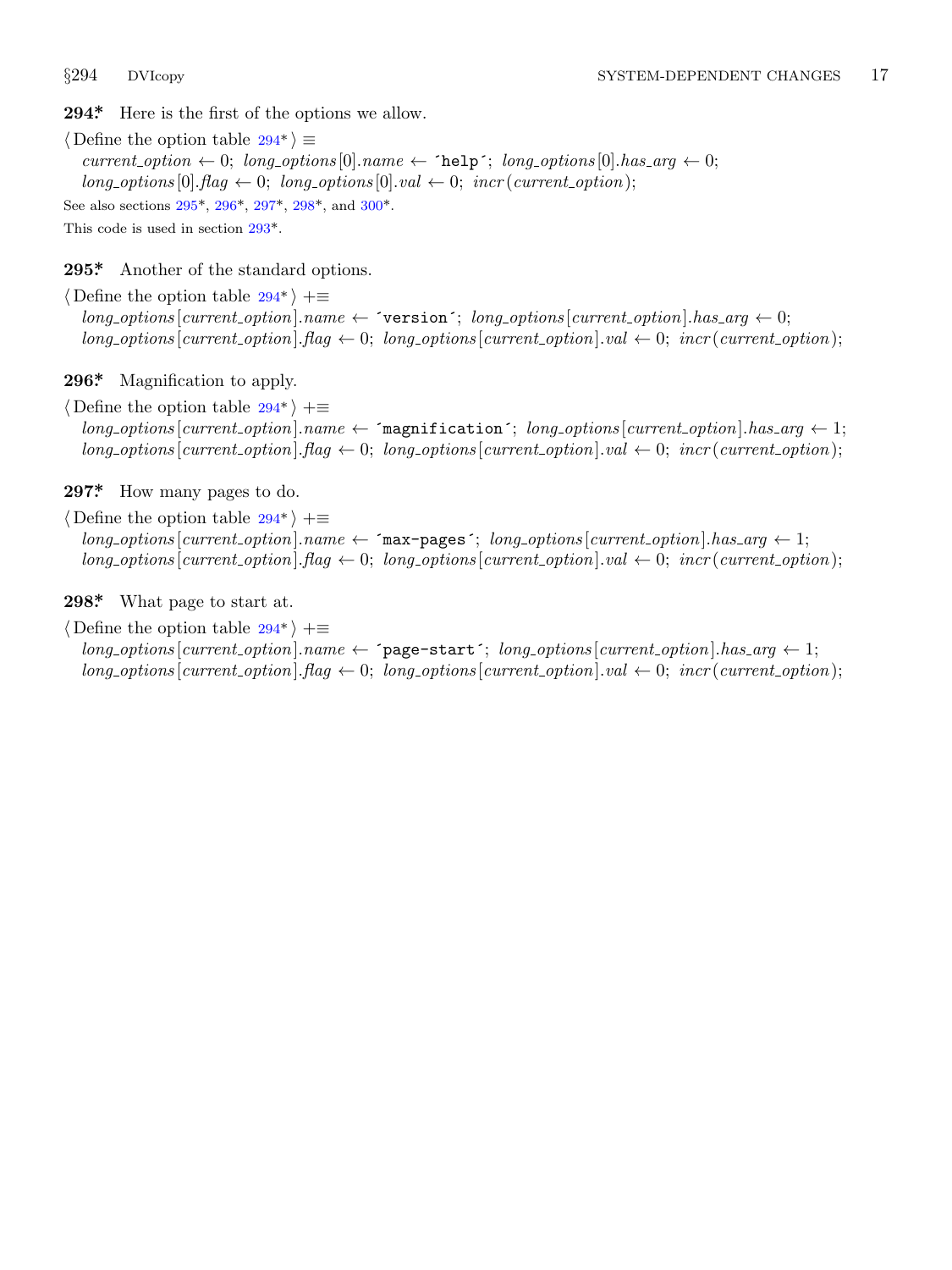**294\*** Here is the first of the options we allow.

⟨ Define the option table 294\* ⟩ ≡
  *current_option* ← 0; *long_options*[0].*name* ← ´`help`´; *long_options*[0].*has_arg* ← 0;
  *long_options*[0].*flag* ← 0; *long_options*[0].*val* ← 0; *incr*(*current_option*);

See also sections 295\*, 296\*, 297\*, 298\*, and 300\*.

This code is used in section 293\*.

**295\*** Another of the standard options.

⟨ Define the option table 294\* ⟩ +≡
  *long_options*[*current_option*].*name* ← ´`version`´; *long_options*[*current_option*].*has_arg* ← 0;
  *long_options*[*current_option*].*flag* ← 0; *long_options*[*current_option*].*val* ← 0; *incr*(*current_option*);

**296\*** Magnification to apply.

⟨ Define the option table 294\* ⟩ +≡
  *long_options*[*current_option*].*name* ← ´`magnification`´; *long_options*[*current_option*].*has_arg* ← 1;
  *long_options*[*current_option*].*flag* ← 0; *long_options*[*current_option*].*val* ← 0; *incr*(*current_option*);

**297\*** How many pages to do.

⟨ Define the option table 294\* ⟩ +≡
  *long_options*[*current_option*].*name* ← ´`max-pages`´; *long_options*[*current_option*].*has_arg* ← 1;
  *long_options*[*current_option*].*flag* ← 0; *long_options*[*current_option*].*val* ← 0; *incr*(*current_option*);

**298\*** What page to start at.

⟨ Define the option table 294\* ⟩ +≡
  *long_options*[*current_option*].*name* ← ´`page-start`´; *long_options*[*current_option*].*has_arg* ← 1;
  *long_options*[*current_option*].*flag* ← 0; *long_options*[*current_option*].*val* ← 0; *incr*(*current_option*);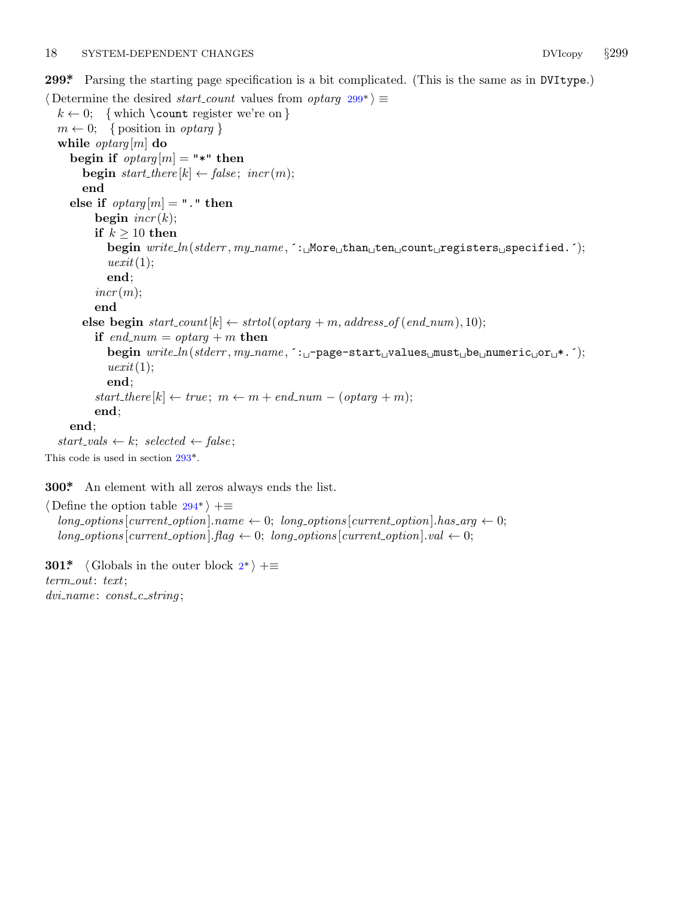**299*.** Parsing the starting page specification is a bit complicated. (This is the same as in DVItype.)

⟨ Determine the desired *start_count* values from *optarg* 299* ⟩ ≡

```
k ← 0;   { which \count register we're on }
m ← 0;   { position in optarg }
while optarg[m] do
  begin if optarg[m] = "*" then
    begin start_there[k] ← false; incr(m);
    end
  else if optarg[m] = "." then
      begin incr(k);
      if k ≥ 10 then
        begin write_ln(stderr, my_name, ´: More than ten count registers specified.´);
        uexit(1);
        end;
      incr(m);
      end
    else begin start_count[k] ← strtol(optarg + m, address_of(end_num), 10);
      if end_num = optarg + m then
        begin write_ln(stderr, my_name, ´: -page-start values must be numeric or *.´);
        uexit(1);
        end;
      start_there[k] ← true; m ← m + end_num − (optarg + m);
      end;
  end;
start_vals ← k; selected ← false;
```

This code is used in section 293*.

**300*.** An element with all zeros always ends the list.

⟨ Define the option table 294* ⟩ +≡

```
long_options[current_option].name ← 0; long_options[current_option].has_arg ← 0;
long_options[current_option].flag ← 0; long_options[current_option].val ← 0;
```

**301*.** ⟨ Globals in the outer block 2* ⟩ +≡

```
term_out: text;
dvi_name: const_c_string;
```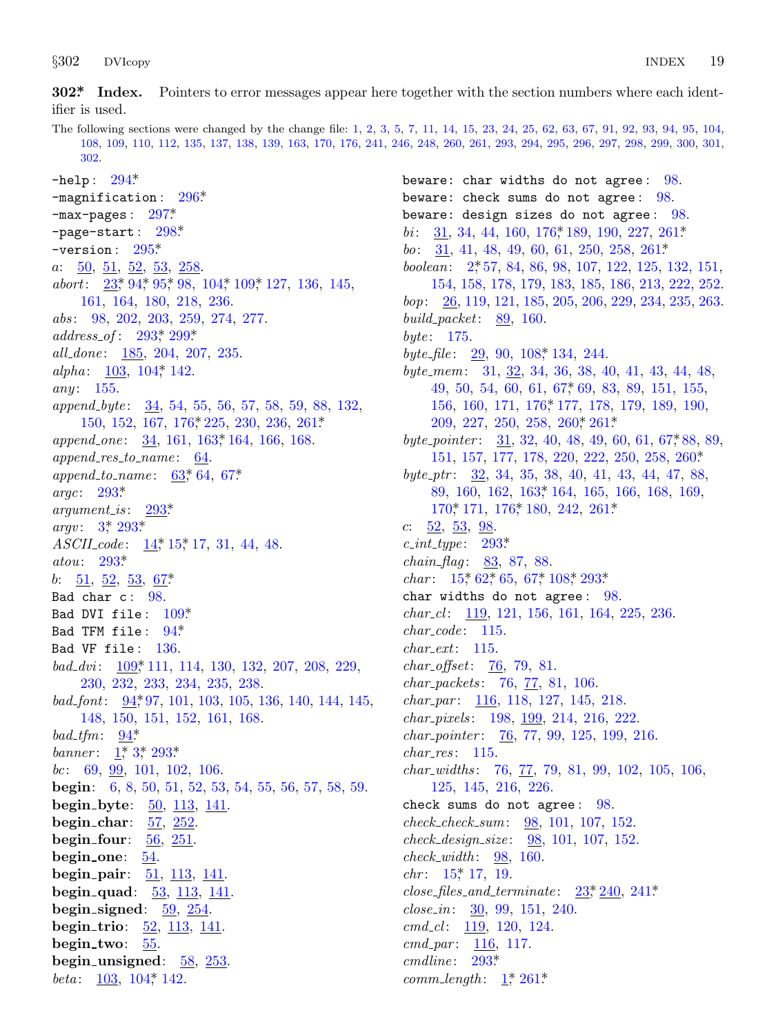**302*. Index.** Pointers to error messages appear here together with the section numbers where each identifier is used.

The following sections were changed by the change file: 1, 2, 3, 5, 7, 11, 14, 15, 23, 24, 25, 62, 63, 67, 91, 92, 93, 94, 95, 104, 108, 109, 110, 112, 135, 137, 138, 139, 163, 170, 176, 241, 246, 248, 260, 261, 293, 294, 295, 296, 297, 298, 299, 300, 301, 302.

`-help`: 294*
`-magnification`: 296*
`-max-pages`: 297*
`-page-start`: 298*
`-version`: 295*
*a*: 50, 51, 52, 53, 258.
*abort*: 23* 94* 95* 98, 104* 109* 127, 136, 145, 161, 164, 180, 218, 236.
*abs*: 98, 202, 203, 259, 274, 277.
*address_of*: 293* 299*
*all_done*: 185, 204, 207, 235.
*alpha*: 103, 104* 142.
*any*: 155.
*append_byte*: 34, 54, 55, 56, 57, 58, 59, 88, 132, 150, 152, 167, 176* 225, 230, 236, 261*
*append_one*: 34, 161, 163* 164, 166, 168.
*append_res_to_name*: 64.
*append_to_name*: 63* 64, 67*
*argc*: 293*
*argument_is*: 293*
*argv*: 3* 293*
*ASCII_code*: 14* 15* 17, 31, 44, 48.
*atou*: 293*
*b*: 51, 52, 53, 67*
`Bad char c`: 98.
`Bad DVI file`: 109*
`Bad TFM file`: 94*
`Bad VF file`: 136.
*bad_dvi*: 109* 111, 114, 130, 132, 207, 208, 229, 230, 232, 233, 234, 235, 238.
*bad_font*: 94* 97, 101, 103, 105, 136, 140, 144, 145, 148, 150, 151, 152, 161, 168.
*bad_tfm*: 94*
*banner*: 1* 3* 293*
*bc*: 69, 99, 101, 102, 106.
**begin**: 6, 8, 50, 51, 52, 53, 54, 55, 56, 57, 58, 59.
**begin_byte**: 50, 113, 141.
**begin_char**: 57, 252.
**begin_four**: 56, 251.
**begin_one**: 54.
**begin_pair**: 51, 113, 141.
**begin_quad**: 53, 113, 141.
**begin_signed**: 59, 254.
**begin_trio**: 52, 113, 141.
**begin_two**: 55.
**begin_unsigned**: 58, 253.
*beta*: 103, 104* 142.
`beware: char widths do not agree`: 98.
`beware: check sums do not agree`: 98.
`beware: design sizes do not agree`: 98.
*bi*: 31, 34, 44, 160, 176* 189, 190, 227, 261*
*bo*: 31, 41, 48, 49, 60, 61, 250, 258, 261*
*boolean*: 2* 57, 84, 86, 98, 107, 122, 125, 132, 151, 154, 158, 178, 179, 183, 185, 186, 213, 222, 252.
*bop*: 26, 119, 121, 185, 205, 206, 229, 234, 235, 263.
*build_packet*: 89, 160.
*byte*: 175.
*byte_file*: 29, 90, 108* 134, 244.
*byte_mem*: 31, 32, 34, 36, 38, 40, 41, 43, 44, 48, 49, 50, 54, 60, 61, 67* 69, 83, 89, 151, 155, 156, 160, 171, 176* 177, 178, 179, 189, 190, 209, 227, 250, 258, 260* 261*
*byte_pointer*: 31, 32, 40, 48, 49, 60, 61, 67* 88, 89, 151, 157, 177, 178, 220, 222, 250, 258, 260*
*byte_ptr*: 32, 34, 35, 38, 40, 41, 43, 44, 47, 88, 89, 160, 162, 163* 164, 165, 166, 168, 169, 170* 171, 176* 180, 242, 261*
*c*: 52, 53, 98.
*c_int_type*: 293*
*chain_flag*: 83, 87, 88.
*char*: 15* 62* 65, 67* 108* 293*
`char widths do not agree`: 98.
*char_cl*: 119, 121, 156, 161, 164, 225, 236.
*char_code*: 115.
*char_ext*: 115.
*char_offset*: 76, 79, 81.
*char_packets*: 76, 77, 81, 106.
*char_par*: 116, 118, 127, 145, 218.
*char_pixels*: 198, 199, 214, 216, 222.
*char_pointer*: 76, 77, 99, 125, 199, 216.
*char_res*: 115.
*char_widths*: 76, 77, 79, 81, 99, 102, 105, 106, 125, 145, 216, 226.
`check sums do not agree`: 98.
*check_check_sum*: 98, 101, 107, 152.
*check_design_size*: 98, 101, 107, 152.
*check_width*: 98, 160.
*chr*: 15* 17, 19.
*close_files_and_terminate*: 23* 240, 241*
*close_in*: 30, 99, 151, 240.
*cmd_cl*: 119, 120, 124.
*cmd_par*: 116, 117.
*cmdline*: 293*
*comm_length*: 1* 261*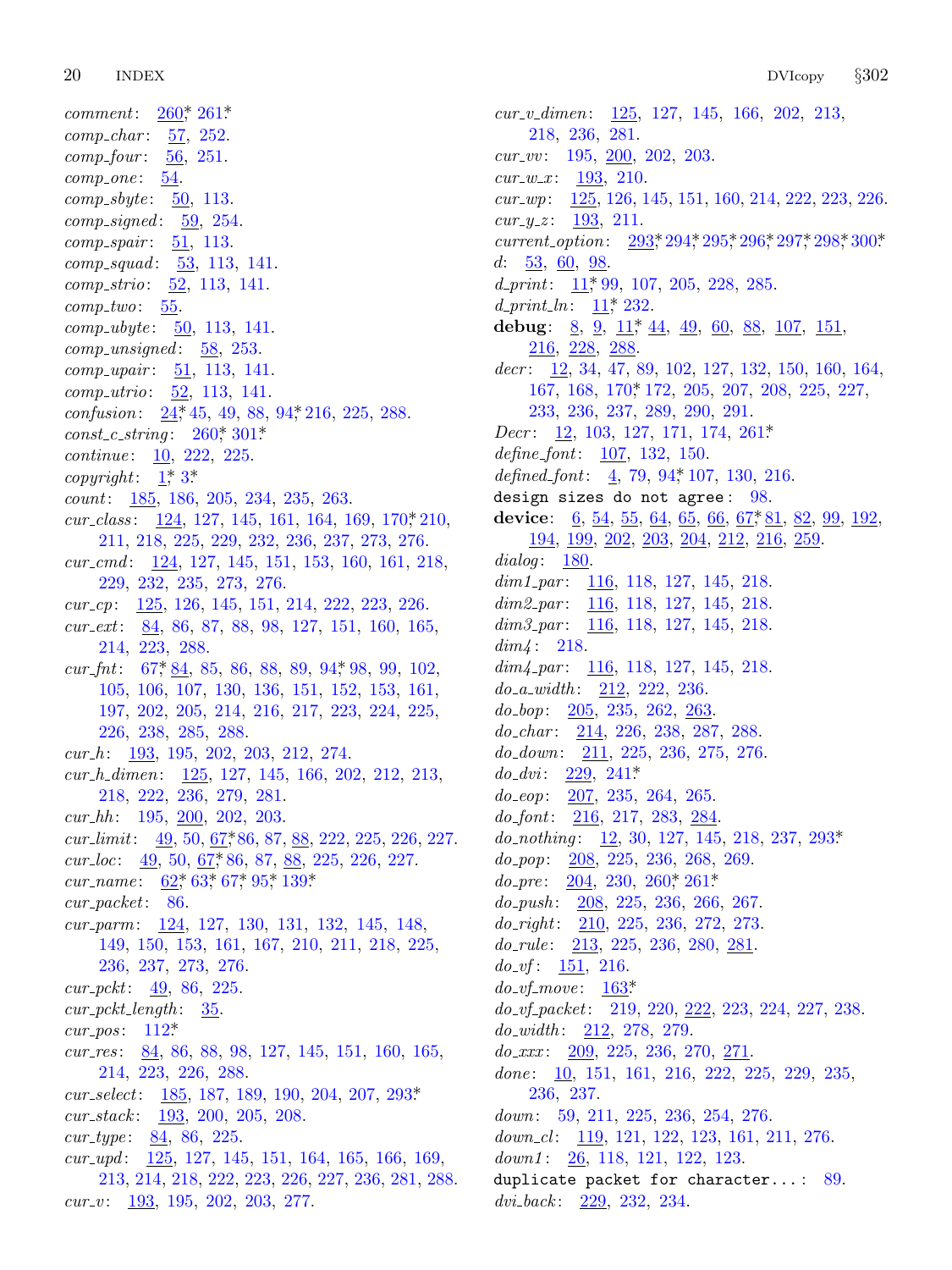*comment*: 260*, 261*.
*comp_char*: 57, 252.
*comp_four*: 56, 251.
*comp_one*: 54.
*comp_sbyte*: 50, 113.
*comp_signed*: 59, 254.
*comp_spair*: 51, 113.
*comp_squad*: 53, 113, 141.
*comp_strio*: 52, 113, 141.
*comp_two*: 55.
*comp_ubyte*: 50, 113, 141.
*comp_unsigned*: 58, 253.
*comp_upair*: 51, 113, 141.
*comp_utrio*: 52, 113, 141.
*confusion*: 24*, 45, 49, 88, 94*, 216, 225, 288.
*const_c_string*: 260*, 301*.
*continue*: 10, 222, 225.
*copyright*: 1*, 3*.
*count*: 185, 186, 205, 234, 235, 263.
*cur_class*: 124, 127, 145, 161, 164, 169, 170*, 210, 211, 218, 225, 229, 232, 236, 237, 273, 276.
*cur_cmd*: 124, 127, 145, 151, 153, 160, 161, 218, 229, 232, 235, 273, 276.
*cur_cp*: 125, 126, 145, 151, 214, 222, 223, 226.
*cur_ext*: 84, 86, 87, 88, 98, 127, 151, 160, 165, 214, 223, 288.
*cur_fnt*: 67*, 84, 85, 86, 88, 89, 94*, 98, 99, 102, 105, 106, 107, 130, 136, 151, 152, 153, 161, 197, 202, 205, 214, 216, 217, 223, 224, 225, 226, 238, 285, 288.
*cur_h*: 193, 195, 202, 203, 212, 274.
*cur_h_dimen*: 125, 127, 145, 166, 202, 212, 213, 218, 222, 236, 279, 281.
*cur_hh*: 195, 200, 202, 203.
*cur_limit*: 49, 50, 67*, 86, 87, 88, 222, 225, 226, 227.
*cur_loc*: 49, 50, 67*, 86, 87, 88, 225, 226, 227.
*cur_name*: 62*, 63*, 67*, 95*, 139*.
*cur_packet*: 86.
*cur_parm*: 124, 127, 130, 131, 132, 145, 148, 149, 150, 153, 161, 167, 210, 211, 218, 225, 236, 237, 273, 276.
*cur_pckt*: 49, 86, 225.
*cur_pckt_length*: 35.
*cur_pos*: 112*.
*cur_res*: 84, 86, 88, 98, 127, 145, 151, 160, 165, 214, 223, 226, 288.
*cur_select*: 185, 187, 189, 190, 204, 207, 293*.
*cur_stack*: 193, 200, 205, 208.
*cur_type*: 84, 86, 225.
*cur_upd*: 125, 127, 145, 151, 164, 165, 166, 169, 213, 214, 218, 222, 223, 226, 227, 236, 281, 288.
*cur_v*: 193, 195, 202, 203, 277.
*cur_v_dimen*: 125, 127, 145, 166, 202, 213, 218, 236, 281.
*cur_vv*: 195, 200, 202, 203.
*cur_w_x*: 193, 210.
*cur_wp*: 125, 126, 145, 151, 160, 214, 222, 223, 226.
*cur_y_z*: 193, 211.
*current_option*: 293*, 294*, 295*, 296*, 297*, 298*, 300*.
*d*: 53, 60, 98.
*d_print*: 11*, 99, 107, 205, 228, 285.
*d_print_ln*: 11*, 232.
**debug**: 8, 9, 11*, 44, 49, 60, 88, 107, 151, 216, 228, 288.
*decr*: 12, 34, 47, 89, 102, 127, 132, 150, 160, 164, 167, 168, 170*, 172, 205, 207, 208, 225, 227, 233, 236, 237, 289, 290, 291.
*Decr*: 12, 103, 127, 171, 174, 261*.
*define_font*: 107, 132, 150.
*defined_font*: 4, 79, 94*, 107, 130, 216.
`design sizes do not agree`: 98.
**device**: 6, 54, 55, 64, 65, 66, 67*, 81, 82, 99, 192, 194, 199, 202, 203, 204, 212, 216, 259.
*dialog*: 180.
*dim1_par*: 116, 118, 127, 145, 218.
*dim2_par*: 116, 118, 127, 145, 218.
*dim3_par*: 116, 118, 127, 145, 218.
*dim4*: 218.
*dim4_par*: 116, 118, 127, 145, 218.
*do_a_width*: 212, 222, 236.
*do_bop*: 205, 235, 262, 263.
*do_char*: 214, 226, 238, 287, 288.
*do_down*: 211, 225, 236, 275, 276.
*do_dvi*: 229, 241*.
*do_eop*: 207, 235, 264, 265.
*do_font*: 216, 217, 283, 284.
*do_nothing*: 12, 30, 127, 145, 218, 237, 293*.
*do_pop*: 208, 225, 236, 268, 269.
*do_pre*: 204, 230, 260*, 261*.
*do_push*: 208, 225, 236, 266, 267.
*do_right*: 210, 225, 236, 272, 273.
*do_rule*: 213, 225, 236, 280, 281.
*do_vf*: 151, 216.
*do_vf_move*: 163*.
*do_vf_packet*: 219, 220, 222, 223, 224, 227, 238.
*do_width*: 212, 278, 279.
*do_xxx*: 209, 225, 236, 270, 271.
*done*: 10, 151, 161, 216, 222, 225, 229, 235, 236, 237.
*down*: 59, 211, 225, 236, 254, 276.
*down_cl*: 119, 121, 122, 123, 161, 211, 276.
*down1*: 26, 118, 121, 122, 123.
`duplicate packet for character...`: 89.
*dvi_back*: 229, 232, 234.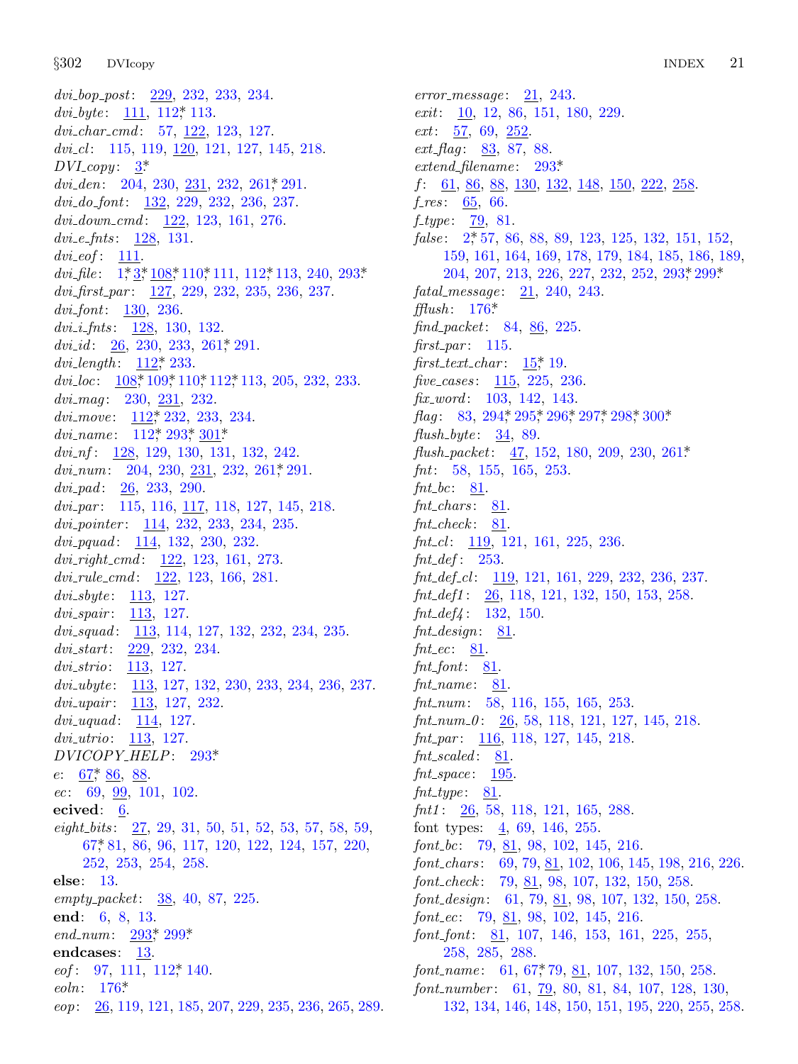*dvi_bop_post*: 229, 232, 233, 234.
*dvi_byte*: 111, 112*, 113.
*dvi_char_cmd*: 57, 122, 123, 127.
*dvi_cl*: 115, 119, 120, 121, 127, 145, 218.
*DVI_copy*: 3*.
*dvi_den*: 204, 230, 231, 232, 261*, 291.
*dvi_do_font*: 132, 229, 232, 236, 237.
*dvi_down_cmd*: 122, 123, 161, 276.
*dvi_e_fnts*: 128, 131.
*dvi_eof*: 111.
*dvi_file*: 1*, 3*, 108*, 110*, 111, 112*, 113, 240, 293*.
*dvi_first_par*: 127, 229, 232, 235, 236, 237.
*dvi_font*: 130, 236.
*dvi_i_fnts*: 128, 130, 132.
*dvi_id*: 26, 230, 233, 261*, 291.
*dvi_length*: 112*, 233.
*dvi_loc*: 108*, 109*, 110*, 112*, 113, 205, 232, 233.
*dvi_mag*: 230, 231, 232.
*dvi_move*: 112*, 232, 233, 234.
*dvi_name*: 112*, 293*, 301*.
*dvi_nf*: 128, 129, 130, 131, 132, 242.
*dvi_num*: 204, 230, 231, 232, 261*, 291.
*dvi_pad*: 26, 233, 290.
*dvi_par*: 115, 116, 117, 118, 127, 145, 218.
*dvi_pointer*: 114, 232, 233, 234, 235.
*dvi_pquad*: 114, 132, 230, 232.
*dvi_right_cmd*: 122, 123, 161, 273.
*dvi_rule_cmd*: 122, 123, 166, 281.
*dvi_sbyte*: 113, 127.
*dvi_spair*: 113, 127.
*dvi_squad*: 113, 114, 127, 132, 232, 234, 235.
*dvi_start*: 229, 232, 234.
*dvi_strio*: 113, 127.
*dvi_ubyte*: 113, 127, 132, 230, 233, 234, 236, 237.
*dvi_upair*: 113, 127, 232.
*dvi_uquad*: 114, 127.
*dvi_utrio*: 113, 127.
*DVICOPY_HELP*: 293*.
*e*: 67*, 86, 88.
*ec*: 69, 99, 101, 102.
**ecived**: 6.
*eight_bits*: 27, 29, 31, 50, 51, 52, 53, 57, 58, 59, 67*, 81, 86, 96, 117, 120, 122, 124, 157, 220, 252, 253, 254, 258.
**else**: 13.
*empty_packet*: 38, 40, 87, 225.
**end**: 6, 8, 13.
*end_num*: 293*, 299*.
**endcases**: 13.
*eof*: 97, 111, 112*, 140.
*eoln*: 176*.
*eop*: 26, 119, 121, 185, 207, 229, 235, 236, 265, 289.
*error_message*: 21, 243.
*exit*: 10, 12, 86, 151, 180, 229.
*ext*: 57, 69, 252.
*ext_flag*: 83, 87, 88.
*extend_filename*: 293*.
*f*: 61, 86, 88, 130, 132, 148, 150, 222, 258.
*f_res*: 65, 66.
*f_type*: 79, 81.
*false*: 2*, 57, 86, 88, 89, 123, 125, 132, 151, 152, 159, 161, 164, 169, 178, 179, 184, 185, 186, 189, 204, 207, 213, 226, 227, 232, 252, 293*, 299*.
*fatal_message*: 21, 240, 243.
*fflush*: 176*.
*find_packet*: 84, 86, 225.
*first_par*: 115.
*first_text_char*: 15*, 19.
*five_cases*: 115, 225, 236.
*fix_word*: 103, 142, 143.
*flag*: 83, 294*, 295*, 296*, 297*, 298*, 300*.
*flush_byte*: 34, 89.
*flush_packet*: 47, 152, 180, 209, 230, 261*.
*fnt*: 58, 155, 165, 253.
*fnt_bc*: 81.
*fnt_chars*: 81.
*fnt_check*: 81.
*fnt_cl*: 119, 121, 161, 225, 236.
*fnt_def*: 253.
*fnt_def_cl*: 119, 121, 161, 229, 232, 236, 237.
*fnt_def1*: 26, 118, 121, 132, 150, 153, 258.
*fnt_def4*: 132, 150.
*fnt_design*: 81.
*fnt_ec*: 81.
*fnt_font*: 81.
*fnt_name*: 81.
*fnt_num*: 58, 116, 155, 165, 253.
*fnt_num_0*: 26, 58, 118, 121, 127, 145, 218.
*fnt_par*: 116, 118, 127, 145, 218.
*fnt_scaled*: 81.
*fnt_space*: 195.
*fnt_type*: 81.
*fnt1*: 26, 58, 118, 121, 165, 288.
font types: 4, 69, 146, 255.
*font_bc*: 79, 81, 98, 102, 145, 216.
*font_chars*: 69, 79, 81, 102, 106, 145, 198, 216, 226.
*font_check*: 79, 81, 98, 107, 132, 150, 258.
*font_design*: 61, 79, 81, 98, 107, 132, 150, 258.
*font_ec*: 79, 81, 98, 102, 145, 216.
*font_font*: 81, 107, 146, 153, 161, 225, 255, 258, 285, 288.
*font_name*: 61, 67*, 79, 81, 107, 132, 150, 258.
*font_number*: 61, 79, 80, 81, 84, 107, 128, 130, 132, 134, 146, 148, 150, 151, 195, 220, 255, 258.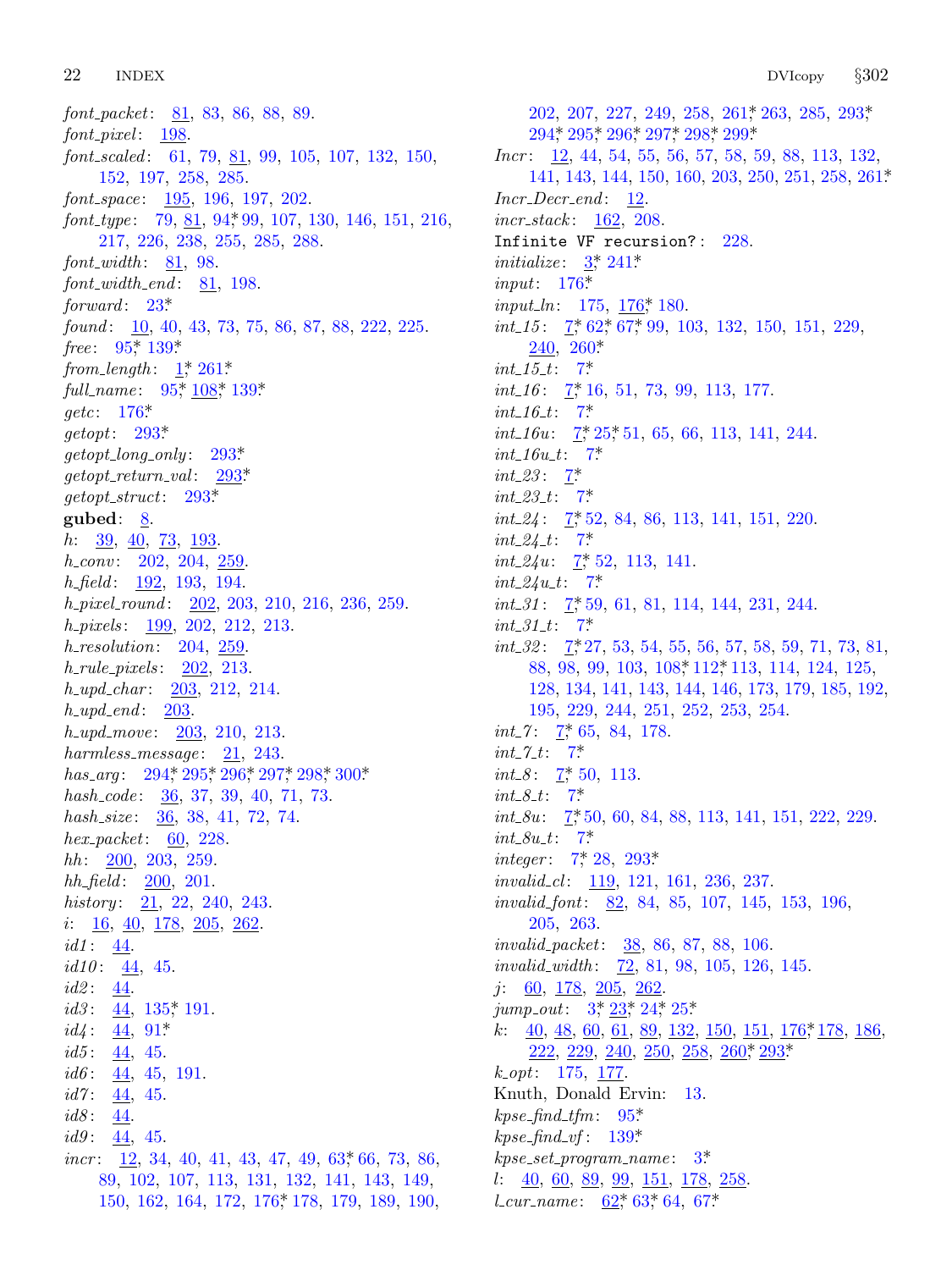*font_packet*: 81, 83, 86, 88, 89.
*font_pixel*: 198.
*font_scaled*: 61, 79, 81, 99, 105, 107, 132, 150, 152, 197, 258, 285.
*font_space*: 195, 196, 197, 202.
*font_type*: 79, 81, 94,* 99, 107, 130, 146, 151, 216, 217, 226, 238, 255, 285, 288.
*font_width*: 81, 98.
*font_width_end*: 81, 198.
*forward*: 23.*
*found*: 10, 40, 43, 73, 75, 86, 87, 88, 222, 225.
*free*: 95,* 139.*
*from_length*: 1,* 261.*
*full_name*: 95,* 108,* 139.*
*getc*: 176.*
*getopt*: 293.*
*getopt_long_only*: 293.*
*getopt_return_val*: 293.*
*getopt_struct*: 293.*
**gubed**: 8.
*h*: 39, 40, 73, 193.
*h_conv*: 202, 204, 259.
*h_field*: 192, 193, 194.
*h_pixel_round*: 202, 203, 210, 216, 236, 259.
*h_pixels*: 199, 202, 212, 213.
*h_resolution*: 204, 259.
*h_rule_pixels*: 202, 213.
*h_upd_char*: 203, 212, 214.
*h_upd_end*: 203.
*h_upd_move*: 203, 210, 213.
*harmless_message*: 21, 243.
*has_arg*: 294,* 295,* 296,* 297,* 298,* 300.*
*hash_code*: 36, 37, 39, 40, 71, 73.
*hash_size*: 36, 38, 41, 72, 74.
*hex_packet*: 60, 228.
*hh*: 200, 203, 259.
*hh_field*: 200, 201.
*history*: 21, 22, 240, 243.
*i*: 16, 40, 178, 205, 262.
*id1*: 44.
*id10*: 44, 45.
*id2*: 44.
*id3*: 44, 135,* 191.
*id4*: 44, 91.*
*id5*: 44, 45.
*id6*: 44, 45, 191.
*id7*: 44, 45.
*id8*: 44.
*id9*: 44, 45.
*incr*: 12, 34, 40, 41, 43, 47, 49, 63,* 66, 73, 86, 89, 102, 107, 113, 131, 132, 141, 143, 149, 150, 162, 164, 172, 176,* 178, 179, 189, 190, 202, 207, 227, 249, 258, 261,* 263, 285, 293,* 294,* 295,* 296,* 297,* 298,* 299.*
*Incr*: 12, 44, 54, 55, 56, 57, 58, 59, 88, 113, 132, 141, 143, 144, 150, 160, 203, 250, 251, 258, 261.*
*Incr_Decr_end*: 12.
*incr_stack*: 162, 208.
`Infinite VF recursion?`: 228.
*initialize*: 3,* 241.*
*input*: 176.*
*input_ln*: 175, 176,* 180.
*int_15*: 7,* 62,* 67,* 99, 103, 132, 150, 151, 229, 240, 260.*
*int_15_t*: 7.*
*int_16*: 7,* 16, 51, 73, 99, 113, 177.
*int_16_t*: 7.*
*int_16u*: 7,* 25,* 51, 65, 66, 113, 141, 244.
*int_16u_t*: 7.*
*int_23*: 7.*
*int_23_t*: 7.*
*int_24*: 7,* 52, 84, 86, 113, 141, 151, 220.
*int_24_t*: 7.*
*int_24u*: 7,* 52, 113, 141.
*int_24u_t*: 7.*
*int_31*: 7,* 59, 61, 81, 114, 144, 231, 244.
*int_31_t*: 7.*
*int_32*: 7,* 27, 53, 54, 55, 56, 57, 58, 59, 71, 73, 81, 88, 98, 99, 103, 108,* 112,* 113, 114, 124, 125, 128, 134, 141, 143, 144, 146, 173, 179, 185, 192, 195, 229, 244, 251, 252, 253, 254.
*int_7*: 7,* 65, 84, 178.
*int_7_t*: 7.*
*int_8*: 7,* 50, 113.
*int_8_t*: 7.*
*int_8u*: 7,* 50, 60, 84, 88, 113, 141, 151, 222, 229.
*int_8u_t*: 7.*
*integer*: 7,* 28, 293.*
*invalid_cl*: 119, 121, 161, 236, 237.
*invalid_font*: 82, 84, 85, 107, 145, 153, 196, 205, 263.
*invalid_packet*: 38, 86, 87, 88, 106.
*invalid_width*: 72, 81, 98, 105, 126, 145.
*j*: 60, 178, 205, 262.
*jump_out*: 3,* 23,* 24,* 25.*
*k*: 40, 48, 60, 61, 89, 132, 150, 151, 176,* 178, 186, 222, 229, 240, 250, 258, 260,* 293.*
*k_opt*: 175, 177.
Knuth, Donald Ervin: 13.
*kpse_find_tfm*: 95.*
*kpse_find_vf*: 139.*
*kpse_set_program_name*: 3.*
*l*: 40, 60, 89, 99, 151, 178, 258.
*l_cur_name*: 62,* 63,* 64, 67.*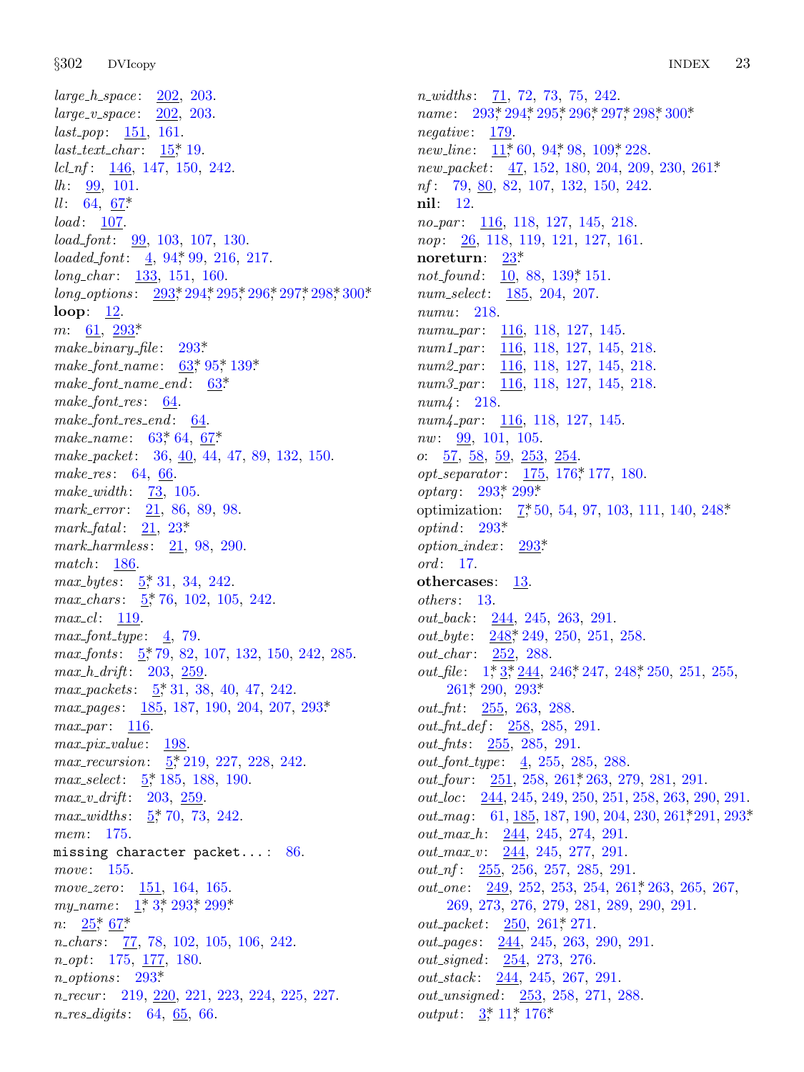*large_h_space*: 202, 203.
*large_v_space*: 202, 203.
*last_pop*: 151, 161.
*last_text_char*: 15*, 19.
*lcl_nf*: 146, 147, 150, 242.
*lh*: 99, 101.
*ll*: 64, 67*.
*load*: 107.
*load_font*: 99, 103, 107, 130.
*loaded_font*: 4, 94*, 99, 216, 217.
*long_char*: 133, 151, 160.
*long_options*: 293*, 294*, 295*, 296*, 297*, 298*, 300*.
**loop**: 12.
*m*: 61, 293*.
*make_binary_file*: 293*.
*make_font_name*: 63*, 95*, 139*.
*make_font_name_end*: 63*.
*make_font_res*: 64.
*make_font_res_end*: 64.
*make_name*: 63*, 64, 67*.
*make_packet*: 36, 40, 44, 47, 89, 132, 150.
*make_res*: 64, 66.
*make_width*: 73, 105.
*mark_error*: 21, 86, 89, 98.
*mark_fatal*: 21, 23*.
*mark_harmless*: 21, 98, 290.
*match*: 186.
*max_bytes*: 5*, 31, 34, 242.
*max_chars*: 5*, 76, 102, 105, 242.
*max_cl*: 119.
*max_font_type*: 4, 79.
*max_fonts*: 5*, 79, 82, 107, 132, 150, 242, 285.
*max_h_drift*: 203, 259.
*max_packets*: 5*, 31, 38, 40, 47, 242.
*max_pages*: 185, 187, 190, 204, 207, 293*.
*max_par*: 116.
*max_pix_value*: 198.
*max_recursion*: 5*, 219, 227, 228, 242.
*max_select*: 5*, 185, 188, 190.
*max_v_drift*: 203, 259.
*max_widths*: 5*, 70, 73, 242.
*mem*: 175.
`missing character packet...`: 86.
*move*: 155.
*move_zero*: 151, 164, 165.
*my_name*: 1*, 3*, 293*, 299*.
*n*: 25*, 67*.
*n_chars*: 77, 78, 102, 105, 106, 242.
*n_opt*: 175, 177, 180.
*n_options*: 293*.
*n_recur*: 219, 220, 221, 223, 224, 225, 227.
*n_res_digits*: 64, 65, 66.
*n_widths*: 71, 72, 73, 75, 242.
*name*: 293*, 294*, 295*, 296*, 297*, 298*, 300*.
*negative*: 179.
*new_line*: 11*, 60, 94*, 98, 109*, 228.
*new_packet*: 47, 152, 180, 204, 209, 230, 261*.
*nf*: 79, 80, 82, 107, 132, 150, 242.
**nil**: 12.
*no_par*: 116, 118, 127, 145, 218.
*nop*: 26, 118, 119, 121, 127, 161.
**noreturn**: 23*.
*not_found*: 10, 88, 139*, 151.
*num_select*: 185, 204, 207.
*numu*: 218.
*numu_par*: 116, 118, 127, 145.
*num1_par*: 116, 118, 127, 145, 218.
*num2_par*: 116, 118, 127, 145, 218.
*num3_par*: 116, 118, 127, 145, 218.
*num4*: 218.
*num4_par*: 116, 118, 127, 145.
*nw*: 99, 101, 105.
*o*: 57, 58, 59, 253, 254.
*opt_separator*: 175, 176*, 177, 180.
*optarg*: 293*, 299*.
optimization: 7*, 50, 54, 97, 103, 111, 140, 248*.
*optind*: 293*.
*option_index*: 293*.
*ord*: 17.
**othercases**: 13.
*others*: 13.
*out_back*: 244, 245, 263, 291.
*out_byte*: 248*, 249, 250, 251, 258.
*out_char*: 252, 288.
*out_file*: 1*, 3*, 244, 246*, 247, 248*, 250, 251, 255, 261*, 290, 293*.
*out_fnt*: 255, 263, 288.
*out_fnt_def*: 258, 285, 291.
*out_fnts*: 255, 285, 291.
*out_font_type*: 4, 255, 285, 288.
*out_four*: 251, 258, 261*, 263, 279, 281, 291.
*out_loc*: 244, 245, 249, 250, 251, 258, 263, 290, 291.
*out_mag*: 61, 185, 187, 190, 204, 230, 261*, 291, 293*.
*out_max_h*: 244, 245, 274, 291.
*out_max_v*: 244, 245, 277, 291.
*out_nf*: 255, 256, 257, 285, 291.
*out_one*: 249, 252, 253, 254, 261*, 263, 265, 267, 269, 273, 276, 279, 281, 289, 290, 291.
*out_packet*: 250, 261*, 271.
*out_pages*: 244, 245, 263, 290, 291.
*out_signed*: 254, 273, 276.
*out_stack*: 244, 245, 267, 291.
*out_unsigned*: 253, 258, 271, 288.
*output*: 3*, 11*, 176*.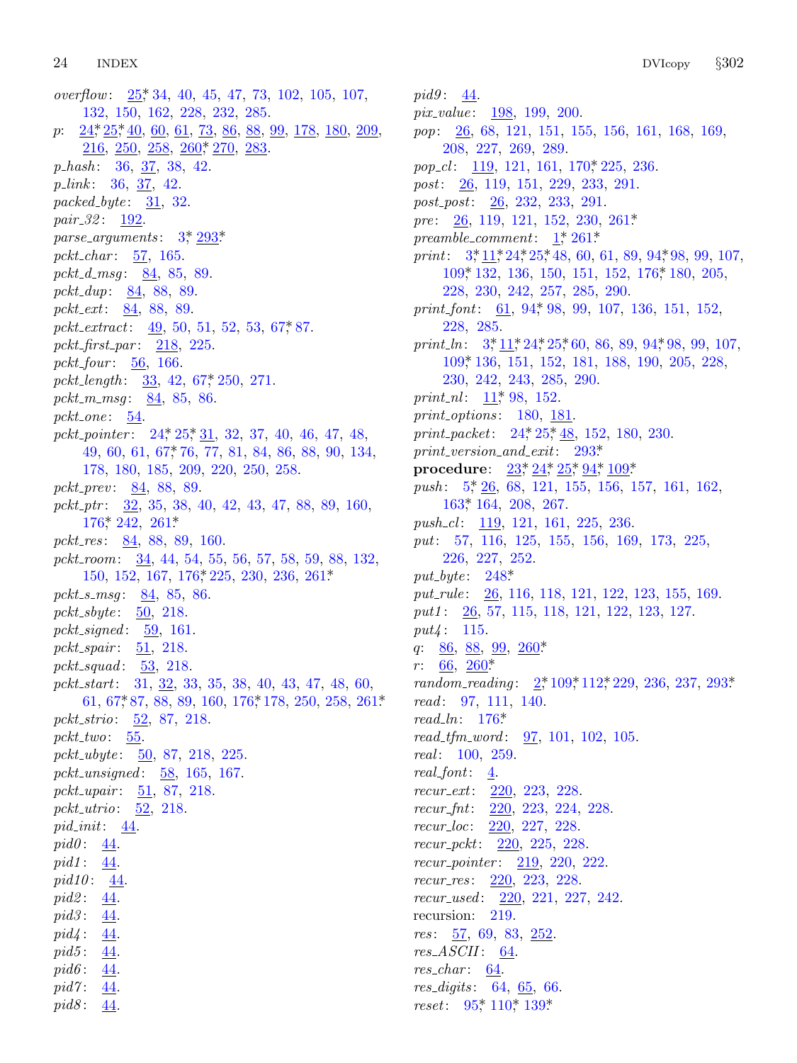*overflow*: 25,* 34, 40, 45, 47, 73, 102, 105, 107, 132, 150, 162, 228, 232, 285.
*p*: 24,* 25,* 40, 60, 61, 73, 86, 88, 99, 178, 180, 209, 216, 250, 258, 260,* 270, 283.
*p_hash*: 36, 37, 38, 42.
*p_link*: 36, 37, 42.
*packed_byte*: 31, 32.
*pair_32*: 192.
*parse_arguments*: 3,* 293.*
*pckt_char*: 57, 165.
*pckt_d_msg*: 84, 85, 89.
*pckt_dup*: 84, 88, 89.
*pckt_ext*: 84, 88, 89.
*pckt_extract*: 49, 50, 51, 52, 53, 67,* 87.
*pckt_first_par*: 218, 225.
*pckt_four*: 56, 166.
*pckt_length*: 33, 42, 67,* 250, 271.
*pckt_m_msg*: 84, 85, 86.
*pckt_one*: 54.
*pckt_pointer*: 24,* 25,* 31, 32, 37, 40, 46, 47, 48, 49, 60, 61, 67,* 76, 77, 81, 84, 86, 88, 90, 134, 178, 180, 185, 209, 220, 250, 258.
*pckt_prev*: 84, 88, 89.
*pckt_ptr*: 32, 35, 38, 40, 42, 43, 47, 88, 89, 160, 176,* 242, 261.*
*pckt_res*: 84, 88, 89, 160.
*pckt_room*: 34, 44, 54, 55, 56, 57, 58, 59, 88, 132, 150, 152, 167, 176,* 225, 230, 236, 261.*
*pckt_s_msg*: 84, 85, 86.
*pckt_sbyte*: 50, 218.
*pckt_signed*: 59, 161.
*pckt_spair*: 51, 218.
*pckt_squad*: 53, 218.
*pckt_start*: 31, 32, 33, 35, 38, 40, 43, 47, 48, 60, 61, 67,* 87, 88, 89, 160, 176,* 178, 250, 258, 261.*
*pckt_strio*: 52, 87, 218.
*pckt_two*: 55.
*pckt_ubyte*: 50, 87, 218, 225.
*pckt_unsigned*: 58, 165, 167.
*pckt_upair*: 51, 87, 218.
*pckt_utrio*: 52, 218.
*pid_init*: 44.
*pid0*: 44.
*pid1*: 44.
*pid10*: 44.
*pid2*: 44.
*pid3*: 44.
*pid4*: 44.
*pid5*: 44.
*pid6*: 44.
*pid7*: 44.
*pid8*: 44.
*pid9*: 44.
*pix_value*: 198, 199, 200.
*pop*: 26, 68, 121, 151, 155, 156, 161, 168, 169, 208, 227, 269, 289.
*pop_cl*: 119, 121, 161, 170,* 225, 236.
*post*: 26, 119, 151, 229, 233, 291.
*post_post*: 26, 232, 233, 291.
*pre*: 26, 119, 121, 152, 230, 261.*
*preamble_comment*: 1,* 261.*
*print*: 3,* 11,* 24,* 25,* 48, 60, 61, 89, 94,* 98, 99, 107, 109,* 132, 136, 150, 151, 152, 176,* 180, 205, 228, 230, 242, 257, 285, 290.
*print_font*: 61, 94,* 98, 99, 107, 136, 151, 152, 228, 285.
*print_ln*: 3,* 11,* 24,* 25,* 60, 86, 89, 94,* 98, 99, 107, 109,* 136, 151, 152, 181, 188, 190, 205, 228, 230, 242, 243, 285, 290.
*print_nl*: 11,* 98, 152.
*print_options*: 180, 181.
*print_packet*: 24,* 25,* 48, 152, 180, 230.
*print_version_and_exit*: 293.*
**procedure**: 23,* 24,* 25,* 94,* 109.*
*push*: 5,* 26, 68, 121, 155, 156, 157, 161, 162, 163,* 164, 208, 267.
*push_cl*: 119, 121, 161, 225, 236.
*put*: 57, 116, 125, 155, 156, 169, 173, 225, 226, 227, 252.
*put_byte*: 248.*
*put_rule*: 26, 116, 118, 121, 122, 123, 155, 169.
*put1*: 26, 57, 115, 118, 121, 122, 123, 127.
*put4*: 115.
*q*: 86, 88, 99, 260.*
*r*: 66, 260.*
*random_reading*: 2,* 109,* 112,* 229, 236, 237, 293.*
*read*: 97, 111, 140.
*read_ln*: 176.*
*read_tfm_word*: 97, 101, 102, 105.
*real*: 100, 259.
*real_font*: 4.
*recur_ext*: 220, 223, 228.
*recur_fnt*: 220, 223, 224, 228.
*recur_loc*: 220, 227, 228.
*recur_pckt*: 220, 225, 228.
*recur_pointer*: 219, 220, 222.
*recur_res*: 220, 223, 228.
*recur_used*: 220, 221, 227, 242.
recursion: 219.
*res*: 57, 69, 83, 252.
*res_ASCII*: 64.
*res_char*: 64.
*res_digits*: 64, 65, 66.
*reset*: 95,* 110,* 139.*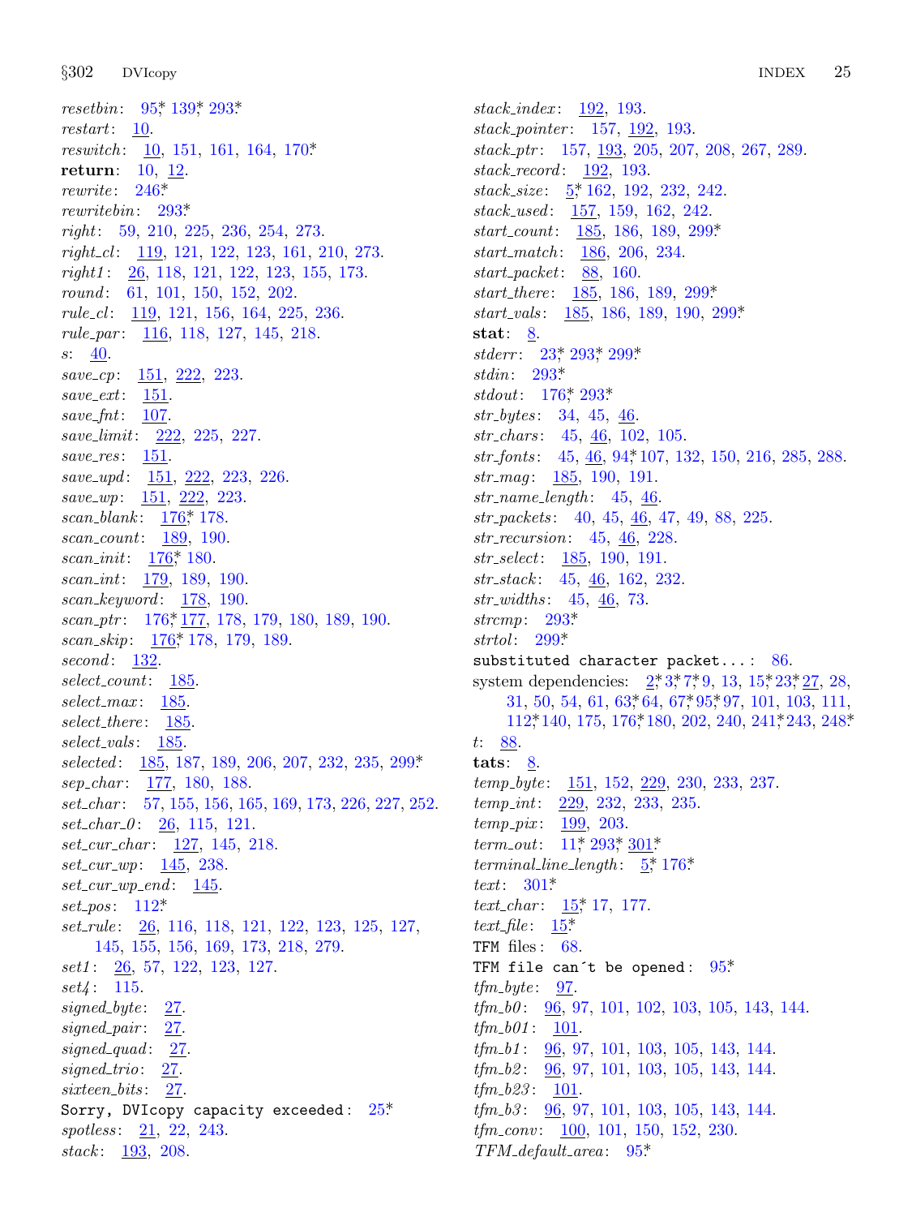*resetbin*: 95*, 139*, 293*.
*restart*: 10.
*reswitch*: 10, 151, 161, 164, 170*.
**return**: 10, 12.
*rewrite*: 246*.
*rewritebin*: 293*.
*right*: 59, 210, 225, 236, 254, 273.
*right_cl*: 119, 121, 122, 123, 161, 210, 273.
*right1*: 26, 118, 121, 122, 123, 155, 173.
*round*: 61, 101, 150, 152, 202.
*rule_cl*: 119, 121, 156, 164, 225, 236.
*rule_par*: 116, 118, 127, 145, 218.
*s*: 40.
*save_cp*: 151, 222, 223.
*save_ext*: 151.
*save_fnt*: 107.
*save_limit*: 222, 225, 227.
*save_res*: 151.
*save_upd*: 151, 222, 223, 226.
*save_wp*: 151, 222, 223.
*scan_blank*: 176*, 178.
*scan_count*: 189, 190.
*scan_init*: 176*, 180.
*scan_int*: 179, 189, 190.
*scan_keyword*: 178, 190.
*scan_ptr*: 176*, 177, 178, 179, 180, 189, 190.
*scan_skip*: 176*, 178, 179, 189.
*second*: 132.
*select_count*: 185.
*select_max*: 185.
*select_there*: 185.
*select_vals*: 185.
*selected*: 185, 187, 189, 206, 207, 232, 235, 299*.
*sep_char*: 177, 180, 188.
*set_char*: 57, 155, 156, 165, 169, 173, 226, 227, 252.
*set_char_0*: 26, 115, 121.
*set_cur_char*: 127, 145, 218.
*set_cur_wp*: 145, 238.
*set_cur_wp_end*: 145.
*set_pos*: 112*.
*set_rule*: 26, 116, 118, 121, 122, 123, 125, 127, 145, 155, 156, 169, 173, 218, 279.
*set1*: 26, 57, 122, 123, 127.
*set4*: 115.
*signed_byte*: 27.
*signed_pair*: 27.
*signed_quad*: 27.
*signed_trio*: 27.
*sixteen_bits*: 27.
`Sorry, DVIcopy capacity exceeded`: 25*.
*spotless*: 21, 22, 243.
*stack*: 193, 208.
*stack_index*: 192, 193.
*stack_pointer*: 157, 192, 193.
*stack_ptr*: 157, 193, 205, 207, 208, 267, 289.
*stack_record*: 192, 193.
*stack_size*: 5*, 162, 192, 232, 242.
*stack_used*: 157, 159, 162, 242.
*start_count*: 185, 186, 189, 299*.
*start_match*: 186, 206, 234.
*start_packet*: 88, 160.
*start_there*: 185, 186, 189, 299*.
*start_vals*: 185, 186, 189, 190, 299*.
**stat**: 8.
*stderr*: 23*, 293*, 299*.
*stdin*: 293*.
*stdout*: 176*, 293*.
*str_bytes*: 34, 45, 46.
*str_chars*: 45, 46, 102, 105.
*str_fonts*: 45, 46, 94*, 107, 132, 150, 216, 285, 288.
*str_mag*: 185, 190, 191.
*str_name_length*: 45, 46.
*str_packets*: 40, 45, 46, 47, 49, 88, 225.
*str_recursion*: 45, 46, 228.
*str_select*: 185, 190, 191.
*str_stack*: 45, 46, 162, 232.
*str_widths*: 45, 46, 73.
*strcmp*: 293*.
*strtol*: 299*.
`substituted character packet...`: 86.
system dependencies: 2*, 3*, 7*, 9, 13, 15*, 23*, 27, 28, 31, 50, 54, 61, 63*, 64, 67*, 95*, 97, 101, 103, 111, 112*, 140, 175, 176*, 180, 202, 240, 241*, 243, 248*.
*t*: 88.
**tats**: 8.
*temp_byte*: 151, 152, 229, 230, 233, 237.
*temp_int*: 229, 232, 233, 235.
*temp_pix*: 199, 203.
*term_out*: 11*, 293*, 301*.
*terminal_line_length*: 5*, 176*.
*text*: 301*.
*text_char*: 15*, 17, 177.
*text_file*: 15*.
`TFM` files: 68.
`TFM file can't be opened`: 95*.
*tfm_byte*: 97.
*tfm_b0*: 96, 97, 101, 102, 103, 105, 143, 144.
*tfm_b01*: 101.
*tfm_b1*: 96, 97, 101, 103, 105, 143, 144.
*tfm_b2*: 96, 97, 101, 103, 105, 143, 144.
*tfm_b23*: 101.
*tfm_b3*: 96, 97, 101, 103, 105, 143, 144.
*tfm_conv*: 100, 101, 150, 152, 230.
*TFM_default_area*: 95*.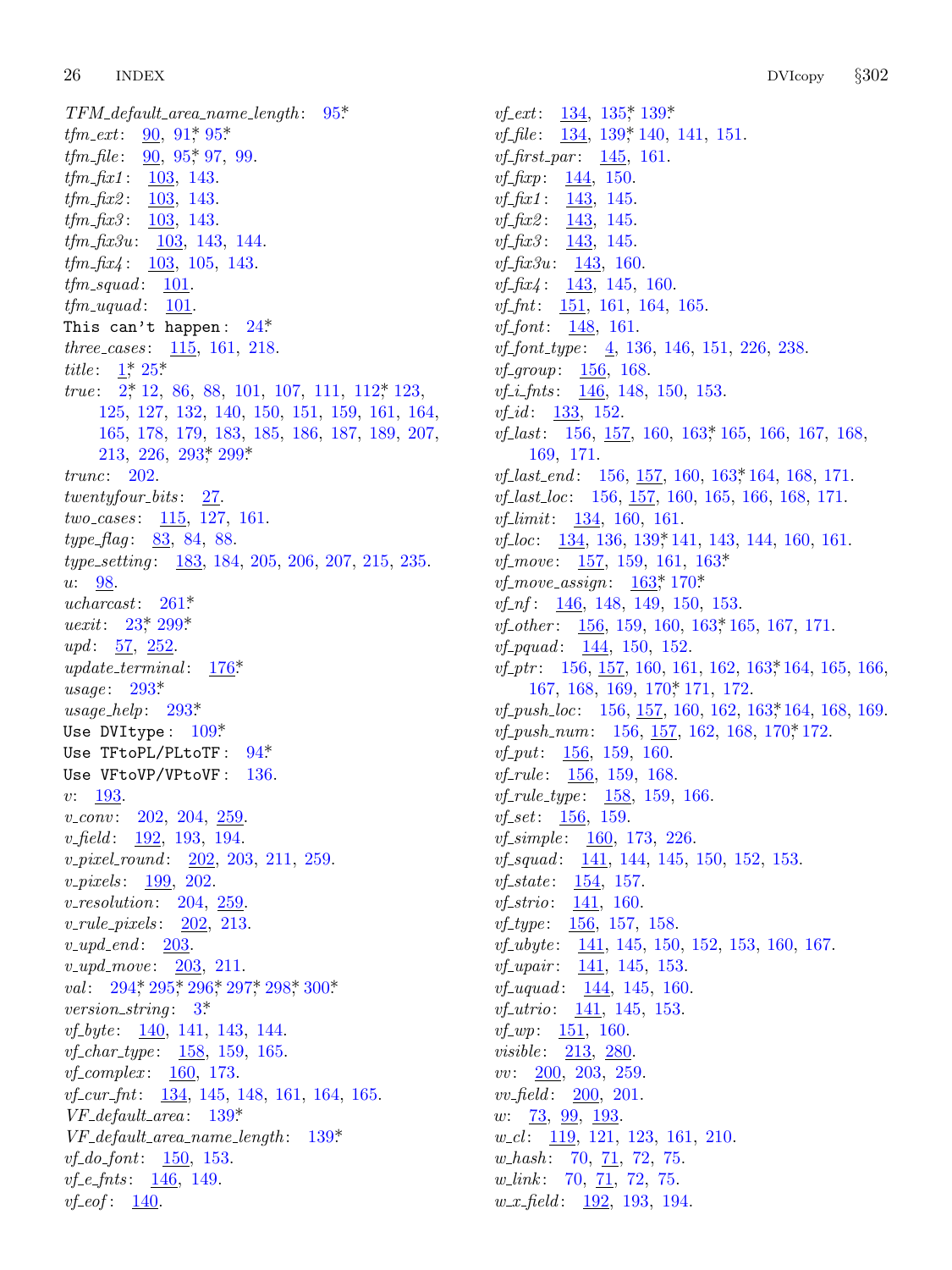*TFM_default_area_name_length*: 95*
*tfm_ext*: 90, 91* 95*
*tfm_file*: 90, 95* 97, 99.
*tfm_fix1*: 103, 143.
*tfm_fix2*: 103, 143.
*tfm_fix3*: 103, 143.
*tfm_fix3u*: 103, 143, 144.
*tfm_fix4*: 103, 105, 143.
*tfm_squad*: 101.
*tfm_uquad*: 101.
`This can't happen`: 24*
*three_cases*: 115, 161, 218.
*title*: 1* 25*
*true*: 2* 12, 86, 88, 101, 107, 111, 112* 123, 125, 127, 132, 140, 150, 151, 159, 161, 164, 165, 178, 179, 183, 185, 186, 187, 189, 207, 213, 226, 293* 299*
*trunc*: 202.
*twentyfour_bits*: 27.
*two_cases*: 115, 127, 161.
*type_flag*: 83, 84, 88.
*type_setting*: 183, 184, 205, 206, 207, 215, 235.
*u*: 98.
*ucharcast*: 261*
*uexit*: 23* 299*
*upd*: 57, 252.
*update_terminal*: 176*
*usage*: 293*
*usage_help*: 293*
`Use DVItype`: 109*
`Use TFtoPL/PLtoTF`: 94*
`Use VFtoVP/VPtoVF`: 136.
*v*: 193.
*v_conv*: 202, 204, 259.
*v_field*: 192, 193, 194.
*v_pixel_round*: 202, 203, 211, 259.
*v_pixels*: 199, 202.
*v_resolution*: 204, 259.
*v_rule_pixels*: 202, 213.
*v_upd_end*: 203.
*v_upd_move*: 203, 211.
*val*: 294* 295* 296* 297* 298* 300*
*version_string*: 3*
*vf_byte*: 140, 141, 143, 144.
*vf_char_type*: 158, 159, 165.
*vf_complex*: 160, 173.
*vf_cur_fnt*: 134, 145, 148, 161, 164, 165.
*VF_default_area*: 139*
*VF_default_area_name_length*: 139*
*vf_do_font*: 150, 153.
*vf_e_fnts*: 146, 149.
*vf_eof*: 140.
*vf_ext*: 134, 135* 139*
*vf_file*: 134, 139* 140, 141, 151.
*vf_first_par*: 145, 161.
*vf_fixp*: 144, 150.
*vf_fix1*: 143, 145.
*vf_fix2*: 143, 145.
*vf_fix3*: 143, 145.
*vf_fix3u*: 143, 160.
*vf_fix4*: 143, 145, 160.
*vf_fnt*: 151, 161, 164, 165.
*vf_font*: 148, 161.
*vf_font_type*: 4, 136, 146, 151, 226, 238.
*vf_group*: 156, 168.
*vf_i_fnts*: 146, 148, 150, 153.
*vf_id*: 133, 152.
*vf_last*: 156, 157, 160, 163* 165, 166, 167, 168, 169, 171.
*vf_last_end*: 156, 157, 160, 163* 164, 168, 171.
*vf_last_loc*: 156, 157, 160, 165, 166, 168, 171.
*vf_limit*: 134, 160, 161.
*vf_loc*: 134, 136, 139* 141, 143, 144, 160, 161.
*vf_move*: 157, 159, 161, 163*
*vf_move_assign*: 163* 170*
*vf_nf*: 146, 148, 149, 150, 153.
*vf_other*: 156, 159, 160, 163* 165, 167, 171.
*vf_pquad*: 144, 150, 152.
*vf_ptr*: 156, 157, 160, 161, 162, 163* 164, 165, 166, 167, 168, 169, 170* 171, 172.
*vf_push_loc*: 156, 157, 160, 162, 163* 164, 168, 169.
*vf_push_num*: 156, 157, 162, 168, 170* 172.
*vf_put*: 156, 159, 160.
*vf_rule*: 156, 159, 168.
*vf_rule_type*: 158, 159, 166.
*vf_set*: 156, 159.
*vf_simple*: 160, 173, 226.
*vf_squad*: 141, 144, 145, 150, 152, 153.
*vf_state*: 154, 157.
*vf_strio*: 141, 160.
*vf_type*: 156, 157, 158.
*vf_ubyte*: 141, 145, 150, 152, 153, 160, 167.
*vf_upair*: 141, 145, 153.
*vf_uquad*: 144, 145, 160.
*vf_utrio*: 141, 145, 153.
*vf_wp*: 151, 160.
*visible*: 213, 280.
*vv*: 200, 203, 259.
*vv_field*: 200, 201.
*w*: 73, 99, 193.
*w_cl*: 119, 121, 123, 161, 210.
*w_hash*: 70, 71, 72, 75.
*w_link*: 70, 71, 72, 75.
*w_x_field*: 192, 193, 194.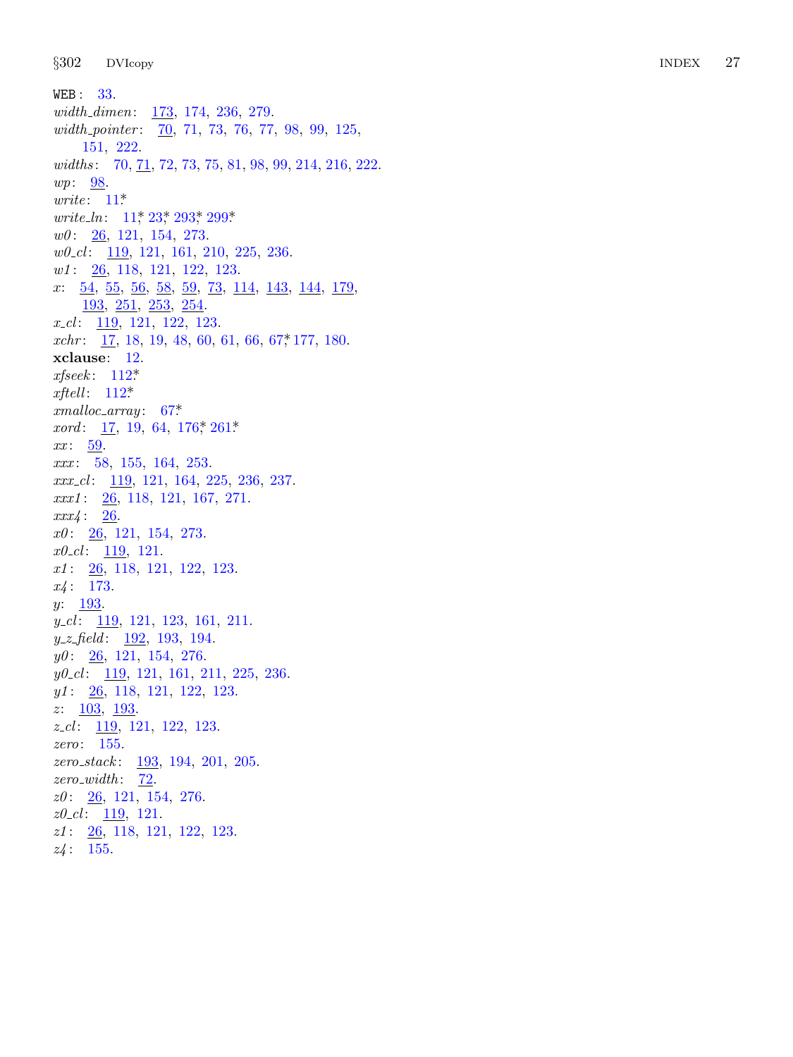WEB: 33.
*width_dimen*: 173, 174, 236, 279.
*width_pointer*: 70, 71, 73, 76, 77, 98, 99, 125, 151, 222.
*widths*: 70, 71, 72, 73, 75, 81, 98, 99, 214, 216, 222.
*wp*: 98.
*write*: 11*
*write_ln*: 11* 23* 293* 299*
*w0*: 26, 121, 154, 273.
*w0_cl*: 119, 121, 161, 210, 225, 236.
*w1*: 26, 118, 121, 122, 123.
*x*: 54, 55, 56, 58, 59, 73, 114, 143, 144, 179, 193, 251, 253, 254.
*x_cl*: 119, 121, 122, 123.
*xchr*: 17, 18, 19, 48, 60, 61, 66, 67* 177, 180.
**xclause**: 12.
*xfseek*: 112*
*xftell*: 112*
*xmalloc_array*: 67*
*xord*: 17, 19, 64, 176* 261*
*xx*: 59.
*xxx*: 58, 155, 164, 253.
*xxx_cl*: 119, 121, 164, 225, 236, 237.
*xxx1*: 26, 118, 121, 167, 271.
*xxx4*: 26.
*x0*: 26, 121, 154, 273.
*x0_cl*: 119, 121.
*x1*: 26, 118, 121, 122, 123.
*x4*: 173.
*y*: 193.
*y_cl*: 119, 121, 123, 161, 211.
*y_z_field*: 192, 193, 194.
*y0*: 26, 121, 154, 276.
*y0_cl*: 119, 121, 161, 211, 225, 236.
*y1*: 26, 118, 121, 122, 123.
*z*: 103, 193.
*z_cl*: 119, 121, 122, 123.
*zero*: 155.
*zero_stack*: 193, 194, 201, 205.
*zero_width*: 72.
*z0*: 26, 121, 154, 276.
*z0_cl*: 119, 121.
*z1*: 26, 118, 121, 122, 123.
*z4*: 155.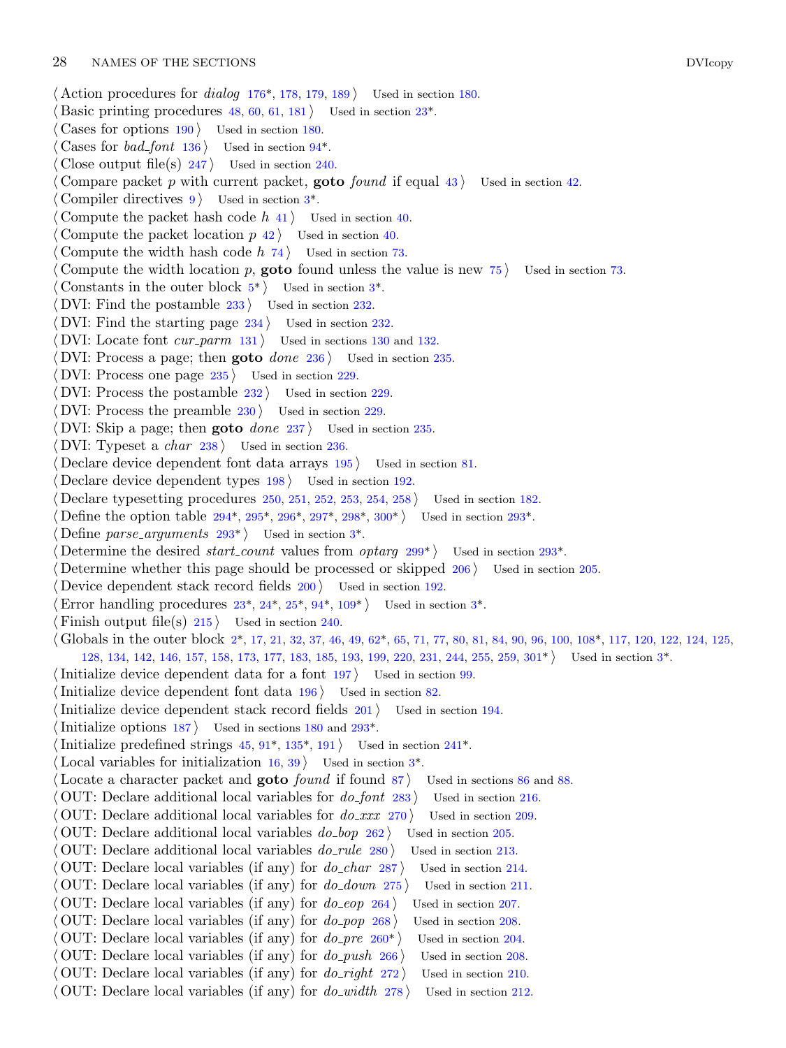⟨ Action procedures for *dialog* 176*, 178, 179, 189 ⟩ Used in section 180.
⟨ Basic printing procedures 48, 60, 61, 181 ⟩ Used in section 23*.
⟨ Cases for options 190 ⟩ Used in section 180.
⟨ Cases for *bad_font* 136 ⟩ Used in section 94*.
⟨ Close output file(s) 247 ⟩ Used in section 240.
⟨ Compare packet *p* with current packet, **goto** *found* if equal 43 ⟩ Used in section 42.
⟨ Compiler directives 9 ⟩ Used in section 3*.
⟨ Compute the packet hash code *h* 41 ⟩ Used in section 40.
⟨ Compute the packet location *p* 42 ⟩ Used in section 40.
⟨ Compute the width hash code *h* 74 ⟩ Used in section 73.
⟨ Compute the width location *p*, **goto** found unless the value is new 75 ⟩ Used in section 73.
⟨ Constants in the outer block 5* ⟩ Used in section 3*.
⟨ DVI: Find the postamble 233 ⟩ Used in section 232.
⟨ DVI: Find the starting page 234 ⟩ Used in section 232.
⟨ DVI: Locate font *cur_parm* 131 ⟩ Used in sections 130 and 132.
⟨ DVI: Process a page; then **goto** *done* 236 ⟩ Used in section 235.
⟨ DVI: Process one page 235 ⟩ Used in section 229.
⟨ DVI: Process the postamble 232 ⟩ Used in section 229.
⟨ DVI: Process the preamble 230 ⟩ Used in section 229.
⟨ DVI: Skip a page; then **goto** *done* 237 ⟩ Used in section 235.
⟨ DVI: Typeset a *char* 238 ⟩ Used in section 236.
⟨ Declare device dependent font data arrays 195 ⟩ Used in section 81.
⟨ Declare device dependent types 198 ⟩ Used in section 192.
⟨ Declare typesetting procedures 250, 251, 252, 253, 254, 258 ⟩ Used in section 182.
⟨ Define the option table 294*, 295*, 296*, 297*, 298*, 300* ⟩ Used in section 293*.
⟨ Define *parse_arguments* 293* ⟩ Used in section 3*.
⟨ Determine the desired *start_count* values from *optarg* 299* ⟩ Used in section 293*.
⟨ Determine whether this page should be processed or skipped 206 ⟩ Used in section 205.
⟨ Device dependent stack record fields 200 ⟩ Used in section 192.
⟨ Error handling procedures 23*, 24*, 25*, 94*, 109* ⟩ Used in section 3*.
⟨ Finish output file(s) 215 ⟩ Used in section 240.
⟨ Globals in the outer block 2*, 17, 21, 32, 37, 46, 49, 62*, 65, 71, 77, 80, 81, 84, 90, 96, 100, 108*, 117, 120, 122, 124, 125, 128, 134, 142, 146, 157, 158, 173, 177, 183, 185, 193, 199, 220, 231, 244, 255, 259, 301* ⟩ Used in section 3*.
⟨ Initialize device dependent data for a font 197 ⟩ Used in section 99.
⟨ Initialize device dependent font data 196 ⟩ Used in section 82.
⟨ Initialize device dependent stack record fields 201 ⟩ Used in section 194.
⟨ Initialize options 187 ⟩ Used in sections 180 and 293*.
⟨ Initialize predefined strings 45, 91*, 135*, 191 ⟩ Used in section 241*.
⟨ Local variables for initialization 16, 39 ⟩ Used in section 3*.
⟨ Locate a character packet and **goto** *found* if found 87 ⟩ Used in sections 86 and 88.
⟨ OUT: Declare additional local variables for *do_font* 283 ⟩ Used in section 216.
⟨ OUT: Declare additional local variables for *do_xxx* 270 ⟩ Used in section 209.
⟨ OUT: Declare additional local variables *do_bop* 262 ⟩ Used in section 205.
⟨ OUT: Declare additional local variables *do_rule* 280 ⟩ Used in section 213.
⟨ OUT: Declare local variables (if any) for *do_char* 287 ⟩ Used in section 214.
⟨ OUT: Declare local variables (if any) for *do_down* 275 ⟩ Used in section 211.
⟨ OUT: Declare local variables (if any) for *do_eop* 264 ⟩ Used in section 207.
⟨ OUT: Declare local variables (if any) for *do_pop* 268 ⟩ Used in section 208.
⟨ OUT: Declare local variables (if any) for *do_pre* 260* ⟩ Used in section 204.
⟨ OUT: Declare local variables (if any) for *do_push* 266 ⟩ Used in section 208.
⟨ OUT: Declare local variables (if any) for *do_right* 272 ⟩ Used in section 210.
⟨ OUT: Declare local variables (if any) for *do_width* 278 ⟩ Used in section 212.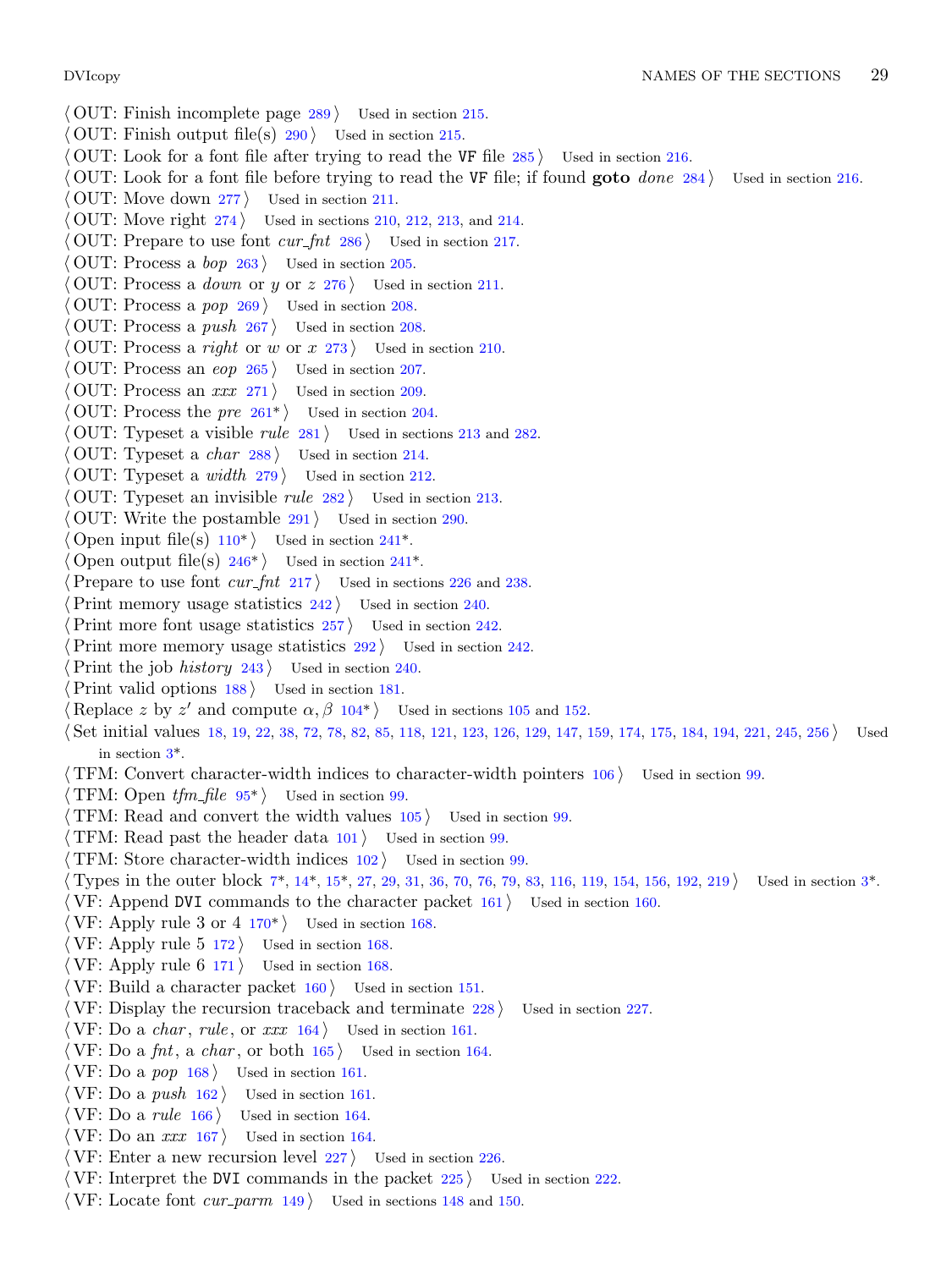⟨ OUT: Finish incomplete page 289 ⟩ Used in section 215.
⟨ OUT: Finish output file(s) 290 ⟩ Used in section 215.
⟨ OUT: Look for a font file after trying to read the VF file 285 ⟩ Used in section 216.
⟨ OUT: Look for a font file before trying to read the VF file; if found **goto** *done* 284 ⟩ Used in section 216.
⟨ OUT: Move down 277 ⟩ Used in section 211.
⟨ OUT: Move right 274 ⟩ Used in sections 210, 212, 213, and 214.
⟨ OUT: Prepare to use font *cur_fnt* 286 ⟩ Used in section 217.
⟨ OUT: Process a *bop* 263 ⟩ Used in section 205.
⟨ OUT: Process a *down* or $y$ or $z$ 276 ⟩ Used in section 211.
⟨ OUT: Process a *pop* 269 ⟩ Used in section 208.
⟨ OUT: Process a *push* 267 ⟩ Used in section 208.
⟨ OUT: Process a *right* or $w$ or $x$ 273 ⟩ Used in section 210.
⟨ OUT: Process an *eop* 265 ⟩ Used in section 207.
⟨ OUT: Process an *xxx* 271 ⟩ Used in section 209.
⟨ OUT: Process the *pre* 261* ⟩ Used in section 204.
⟨ OUT: Typeset a visible *rule* 281 ⟩ Used in sections 213 and 282.
⟨ OUT: Typeset a *char* 288 ⟩ Used in section 214.
⟨ OUT: Typeset a *width* 279 ⟩ Used in section 212.
⟨ OUT: Typeset an invisible *rule* 282 ⟩ Used in section 213.
⟨ OUT: Write the postamble 291 ⟩ Used in section 290.
⟨ Open input file(s) 110* ⟩ Used in section 241*.
⟨ Open output file(s) 246* ⟩ Used in section 241*.
⟨ Prepare to use font *cur_fnt* 217 ⟩ Used in sections 226 and 238.
⟨ Print memory usage statistics 242 ⟩ Used in section 240.
⟨ Print more font usage statistics 257 ⟩ Used in section 242.
⟨ Print more memory usage statistics 292 ⟩ Used in section 242.
⟨ Print the job *history* 243 ⟩ Used in section 240.
⟨ Print valid options 188 ⟩ Used in section 181.
⟨ Replace $z$ by $z'$ and compute $\alpha, \beta$ 104* ⟩ Used in sections 105 and 152.
⟨ Set initial values 18, 19, 22, 38, 72, 78, 82, 85, 118, 121, 123, 126, 129, 147, 159, 174, 175, 184, 194, 221, 245, 256 ⟩ Used in section 3*.
⟨ TFM: Convert character-width indices to character-width pointers 106 ⟩ Used in section 99.
⟨ TFM: Open *tfm_file* 95* ⟩ Used in section 99.
⟨ TFM: Read and convert the width values 105 ⟩ Used in section 99.
⟨ TFM: Read past the header data 101 ⟩ Used in section 99.
⟨ TFM: Store character-width indices 102 ⟩ Used in section 99.
⟨ Types in the outer block 7*, 14*, 15*, 27, 29, 31, 36, 70, 76, 79, 83, 116, 119, 154, 156, 192, 219 ⟩ Used in section 3*.
⟨ VF: Append DVI commands to the character packet 161 ⟩ Used in section 160.
⟨ VF: Apply rule 3 or 4 170* ⟩ Used in section 168.
⟨ VF: Apply rule 5 172 ⟩ Used in section 168.
⟨ VF: Apply rule 6 171 ⟩ Used in section 168.
⟨ VF: Build a character packet 160 ⟩ Used in section 151.
⟨ VF: Display the recursion traceback and terminate 228 ⟩ Used in section 227.
⟨ VF: Do a *char*, *rule*, or *xxx* 164 ⟩ Used in section 161.
⟨ VF: Do a *fnt*, a *char*, or both 165 ⟩ Used in section 164.
⟨ VF: Do a *pop* 168 ⟩ Used in section 161.
⟨ VF: Do a *push* 162 ⟩ Used in section 161.
⟨ VF: Do a *rule* 166 ⟩ Used in section 164.
⟨ VF: Do an *xxx* 167 ⟩ Used in section 164.
⟨ VF: Enter a new recursion level 227 ⟩ Used in section 226.
⟨ VF: Interpret the DVI commands in the packet 225 ⟩ Used in section 222.
⟨ VF: Locate font *cur_parm* 149 ⟩ Used in sections 148 and 150.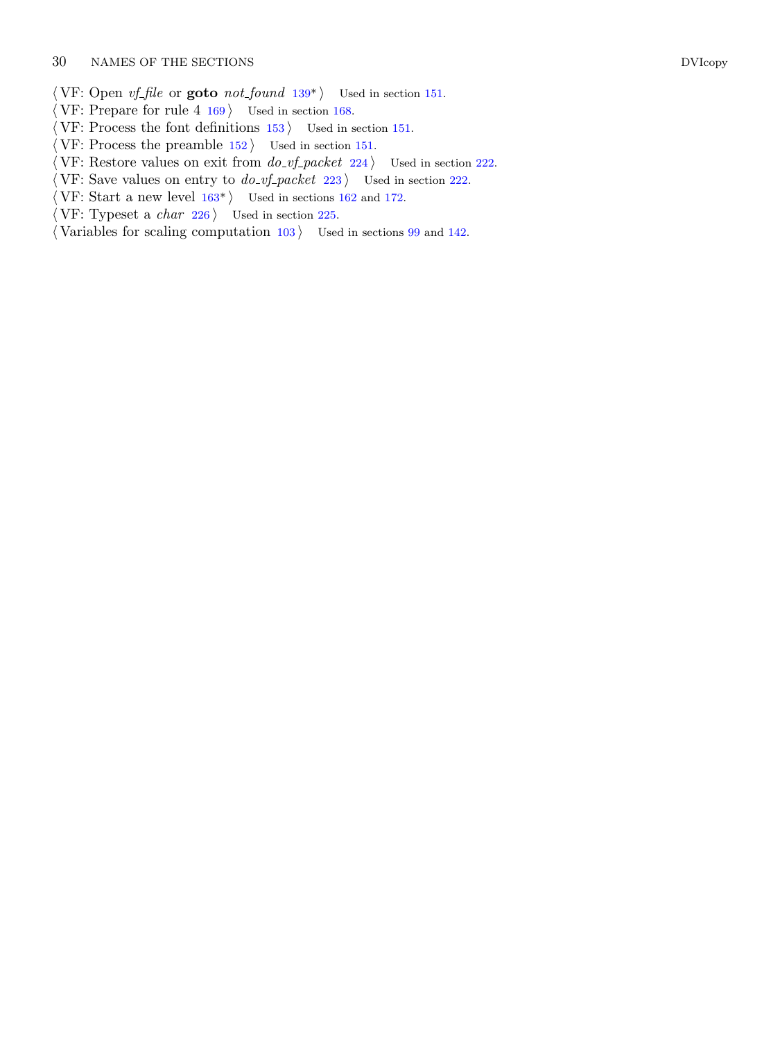⟨ VF: Open *vf_file* or **goto** *not_found* 139* ⟩ Used in section 151.
⟨ VF: Prepare for rule 4 169 ⟩ Used in section 168.
⟨ VF: Process the font definitions 153 ⟩ Used in section 151.
⟨ VF: Process the preamble 152 ⟩ Used in section 151.
⟨ VF: Restore values on exit from *do_vf_packet* 224 ⟩ Used in section 222.
⟨ VF: Save values on entry to *do_vf_packet* 223 ⟩ Used in section 222.
⟨ VF: Start a new level 163* ⟩ Used in sections 162 and 172.
⟨ VF: Typeset a *char* 226 ⟩ Used in section 225.
⟨ Variables for scaling computation 103 ⟩ Used in sections 99 and 142.